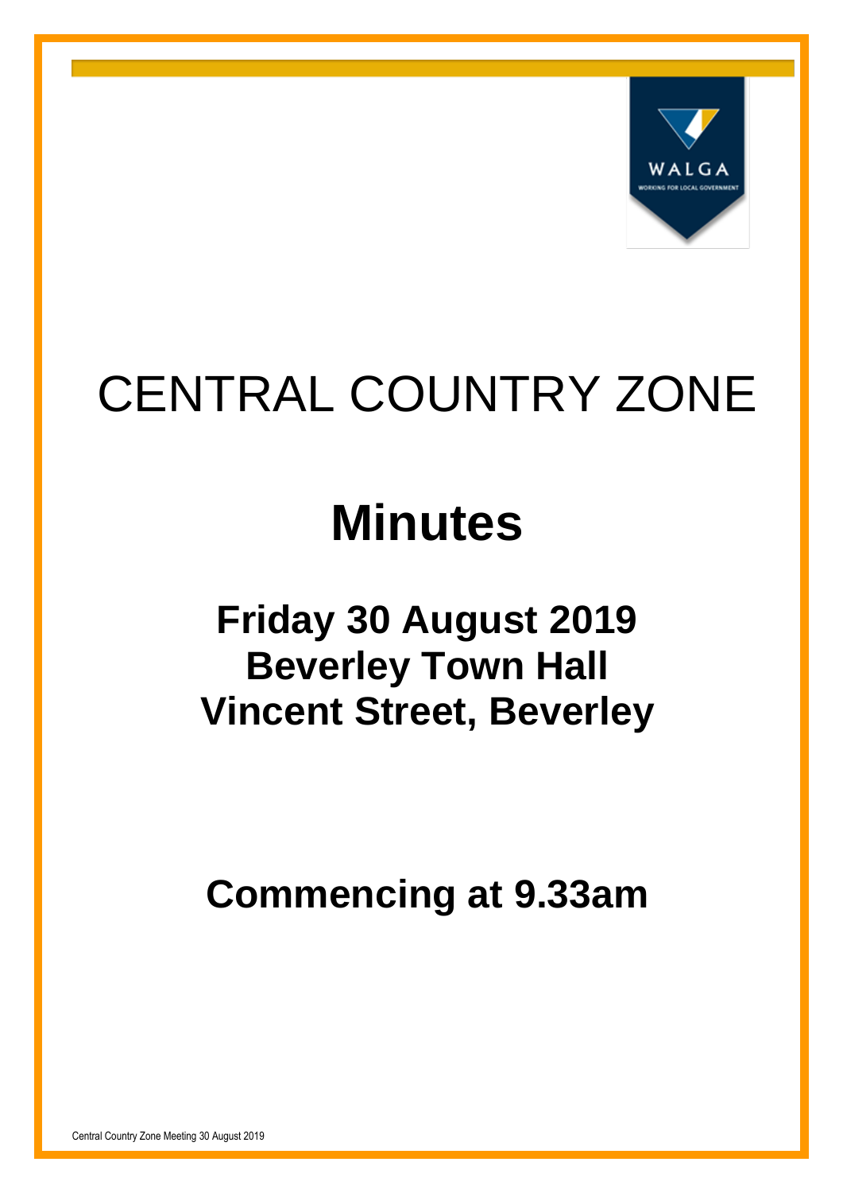# CENTRAL COUNTRY ZONE

# Minutes

## Friday 30 August 2019
## Beverley Town Hall
## Vincent Street, Beverley

## Commencing at 9.33am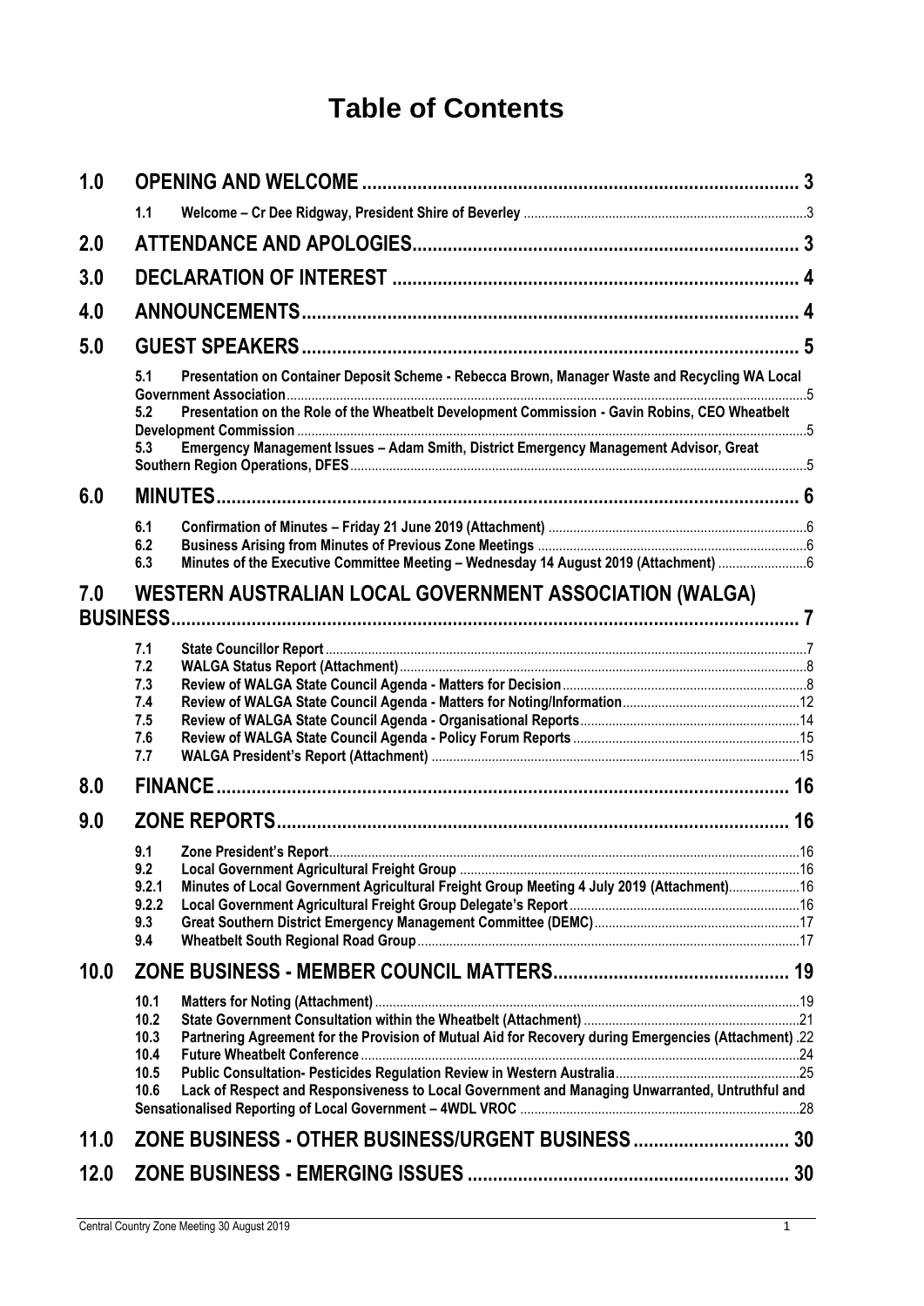# Table of Contents

- **1.0 OPENING AND WELCOME** ..... 3
  - 1.1 Welcome – Cr Dee Ridgway, President Shire of Beverley ..... 3
- **2.0 ATTENDANCE AND APOLOGIES** ..... 3
- **3.0 DECLARATION OF INTEREST** ..... 4
- **4.0 ANNOUNCEMENTS** ..... 4
- **5.0 GUEST SPEAKERS** ..... 5
  - 5.1 Presentation on Container Deposit Scheme - Rebecca Brown, Manager Waste and Recycling WA Local Government Association ..... 5
  - 5.2 Presentation on the Role of the Wheatbelt Development Commission - Gavin Robins, CEO Wheatbelt Development Commission ..... 5
  - 5.3 Emergency Management Issues – Adam Smith, District Emergency Management Advisor, Great Southern Region Operations, DFES ..... 5
- **6.0 MINUTES** ..... 6
  - 6.1 Confirmation of Minutes – Friday 21 June 2019 (Attachment) ..... 6
  - 6.2 Business Arising from Minutes of Previous Zone Meetings ..... 6
  - 6.3 Minutes of the Executive Committee Meeting – Wednesday 14 August 2019 (Attachment) ..... 6
- **7.0 WESTERN AUSTRALIAN LOCAL GOVERNMENT ASSOCIATION (WALGA) BUSINESS** ..... 7
  - 7.1 State Councillor Report ..... 7
  - 7.2 WALGA Status Report (Attachment) ..... 8
  - 7.3 Review of WALGA State Council Agenda - Matters for Decision ..... 8
  - 7.4 Review of WALGA State Council Agenda - Matters for Noting/Information ..... 12
  - 7.5 Review of WALGA State Council Agenda - Organisational Reports ..... 14
  - 7.6 Review of WALGA State Council Agenda - Policy Forum Reports ..... 15
  - 7.7 WALGA President's Report (Attachment) ..... 15
- **8.0 FINANCE** ..... 16
- **9.0 ZONE REPORTS** ..... 16
  - 9.1 Zone President's Report ..... 16
  - 9.2 Local Government Agricultural Freight Group ..... 16
  - 9.2.1 Minutes of Local Government Agricultural Freight Group Meeting 4 July 2019 (Attachment) ..... 16
  - 9.2.2 Local Government Agricultural Freight Group Delegate's Report ..... 16
  - 9.3 Great Southern District Emergency Management Committee (DEMC) ..... 17
  - 9.4 Wheatbelt South Regional Road Group ..... 17
- **10.0 ZONE BUSINESS - MEMBER COUNCIL MATTERS** ..... 19
  - 10.1 Matters for Noting (Attachment) ..... 19
  - 10.2 State Government Consultation within the Wheatbelt (Attachment) ..... 21
  - 10.3 Partnering Agreement for the Provision of Mutual Aid for Recovery during Emergencies (Attachment) ..... 22
  - 10.4 Future Wheatbelt Conference ..... 24
  - 10.5 Public Consultation- Pesticides Regulation Review in Western Australia ..... 25
  - 10.6 Lack of Respect and Responsiveness to Local Government and Managing Unwarranted, Untruthful and Sensationalised Reporting of Local Government – 4WDL VROC ..... 28
- **11.0 ZONE BUSINESS - OTHER BUSINESS/URGENT BUSINESS** ..... 30
- **12.0 ZONE BUSINESS - EMERGING ISSUES** ..... 30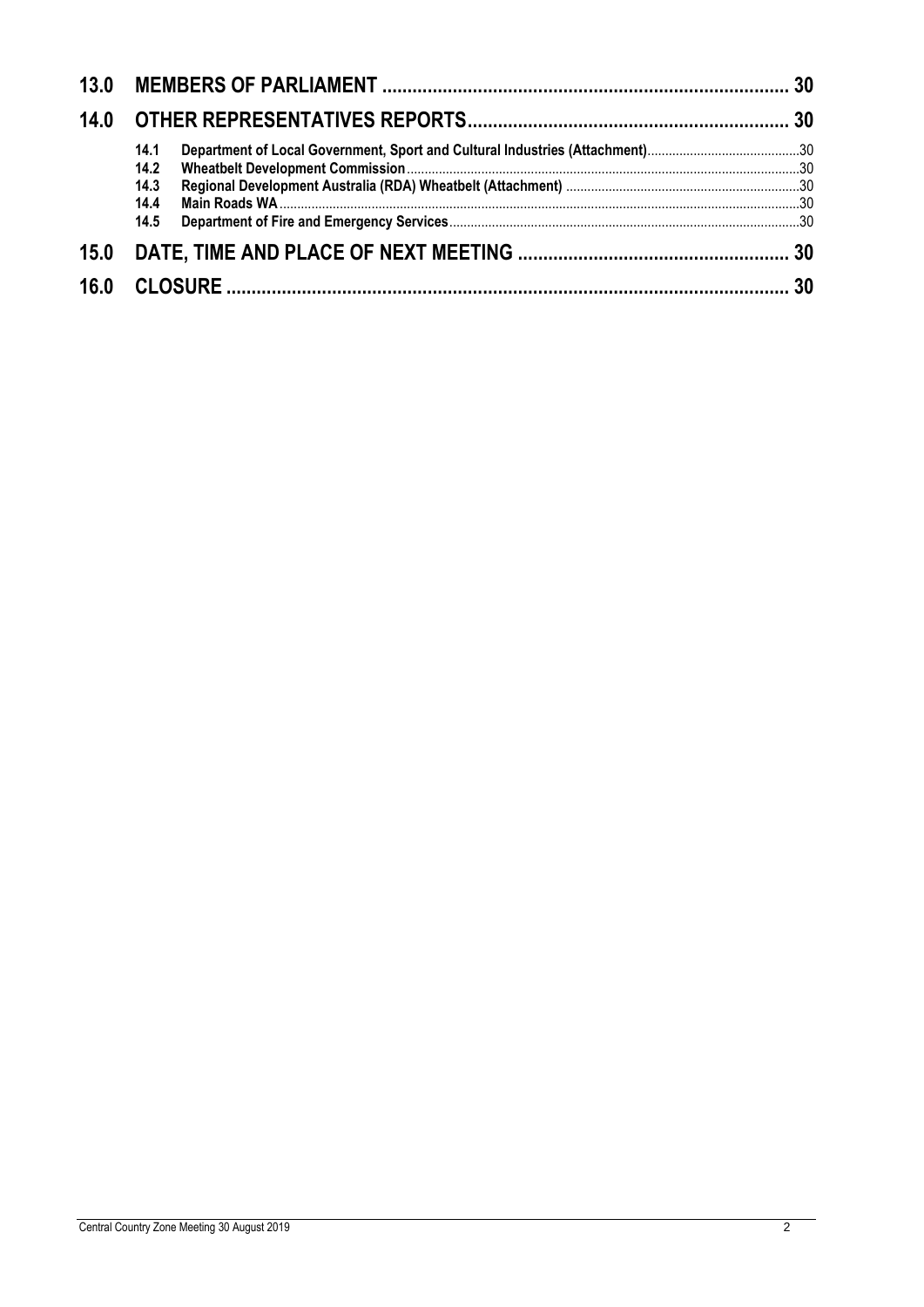**13.0 MEMBERS OF PARLIAMENT ............................................................................. 30**

**14.0 OTHER REPRESENTATIVES REPORTS.............................................................. 30**

- **14.1 Department of Local Government, Sport and Cultural Industries (Attachment)**............................................30
- **14.2 Wheatbelt Development Commission**..............................................................................................................30
- **14.3 Regional Development Australia (RDA) Wheatbelt (Attachment)** ..................................................................30
- **14.4 Main Roads WA**..................................................................................................................................................30
- **14.5 Department of Fire and Emergency Services**..................................................................................................30

**15.0 DATE, TIME AND PLACE OF NEXT MEETING ..................................................... 30**

**16.0 CLOSURE .............................................................................................................. 30**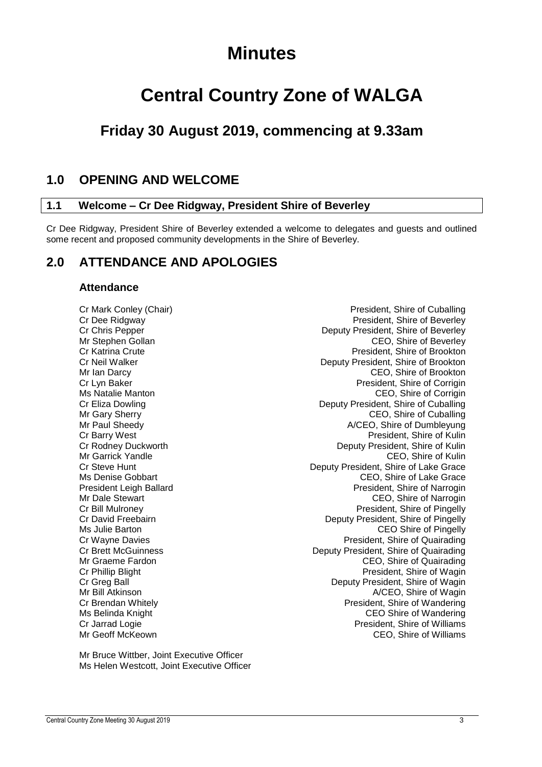# Minutes

# Central Country Zone of WALGA

## Friday 30 August 2019, commencing at 9.33am

## 1.0 OPENING AND WELCOME

### 1.1 Welcome – Cr Dee Ridgway, President Shire of Beverley

Cr Dee Ridgway, President Shire of Beverley extended a welcome to delegates and guests and outlined some recent and proposed community developments in the Shire of Beverley.

## 2.0 ATTENDANCE AND APOLOGIES

### Attendance

| | |
|---|---|
| Cr Mark Conley (Chair) | President, Shire of Cuballing |
| Cr Dee Ridgway | President, Shire of Beverley |
| Cr Chris Pepper | Deputy President, Shire of Beverley |
| Mr Stephen Gollan | CEO, Shire of Beverley |
| Cr Katrina Crute | President, Shire of Brookton |
| Cr Neil Walker | Deputy President, Shire of Brookton |
| Mr Ian Darcy | CEO, Shire of Brookton |
| Cr Lyn Baker | President, Shire of Corrigin |
| Ms Natalie Manton | CEO, Shire of Corrigin |
| Cr Eliza Dowling | Deputy President, Shire of Cuballing |
| Mr Gary Sherry | CEO, Shire of Cuballing |
| Mr Paul Sheedy | A/CEO, Shire of Dumbleyung |
| Cr Barry West | President, Shire of Kulin |
| Cr Rodney Duckworth | Deputy President, Shire of Kulin |
| Mr Garrick Yandle | CEO, Shire of Kulin |
| Cr Steve Hunt | Deputy President, Shire of Lake Grace |
| Ms Denise Gobbart | CEO, Shire of Lake Grace |
| President Leigh Ballard | President, Shire of Narrogin |
| Mr Dale Stewart | CEO, Shire of Narrogin |
| Cr Bill Mulroney | President, Shire of Pingelly |
| Cr David Freebairn | Deputy President, Shire of Pingelly |
| Ms Julie Barton | CEO Shire of Pingelly |
| Cr Wayne Davies | President, Shire of Quairading |
| Cr Brett McGuinness | Deputy President, Shire of Quairading |
| Mr Graeme Fardon | CEO, Shire of Quairading |
| Cr Phillip Blight | President, Shire of Wagin |
| Cr Greg Ball | Deputy President, Shire of Wagin |
| Mr Bill Atkinson | A/CEO, Shire of Wagin |
| Cr Brendan Whitely | President, Shire of Wandering |
| Ms Belinda Knight | CEO Shire of Wandering |
| Cr Jarrad Logie | President, Shire of Williams |
| Mr Geoff McKeown | CEO, Shire of Williams |

Mr Bruce Wittber, Joint Executive Officer
Ms Helen Westcott, Joint Executive Officer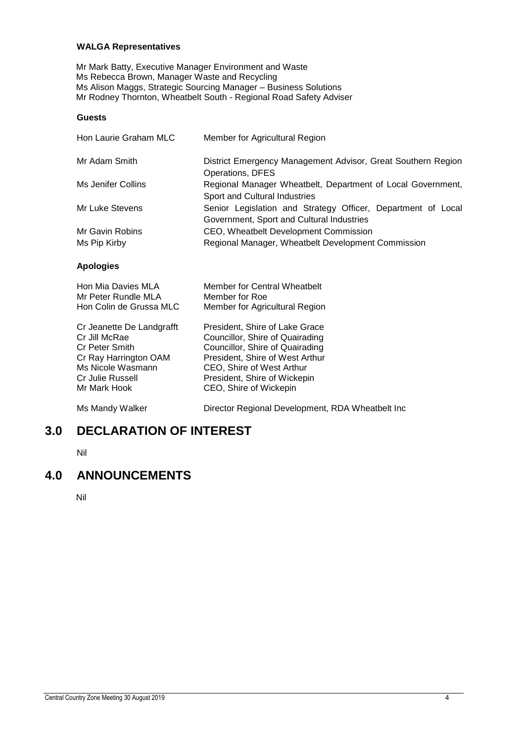**WALGA Representatives**

Mr Mark Batty, Executive Manager Environment and Waste
Ms Rebecca Brown, Manager Waste and Recycling
Ms Alison Maggs, Strategic Sourcing Manager – Business Solutions
Mr Rodney Thornton, Wheatbelt South - Regional Road Safety Adviser

**Guests**

| | |
|---|---|
| Hon Laurie Graham MLC | Member for Agricultural Region |
| Mr Adam Smith | District Emergency Management Advisor, Great Southern Region Operations, DFES |
| Ms Jenifer Collins | Regional Manager Wheatbelt, Department of Local Government, Sport and Cultural Industries |
| Mr Luke Stevens | Senior Legislation and Strategy Officer, Department of Local Government, Sport and Cultural Industries |
| Mr Gavin Robins | CEO, Wheatbelt Development Commission |
| Ms Pip Kirby | Regional Manager, Wheatbelt Development Commission |

**Apologies**

| | |
|---|---|
| Hon Mia Davies MLA | Member for Central Wheatbelt |
| Mr Peter Rundle MLA | Member for Roe |
| Hon Colin de Grussa MLC | Member for Agricultural Region |
| Cr Jeanette De Landgrafft | President, Shire of Lake Grace |
| Cr Jill McRae | Councillor, Shire of Quairading |
| Cr Peter Smith | Councillor, Shire of Quairading |
| Cr Ray Harrington OAM | President, Shire of West Arthur |
| Ms Nicole Wasmann | CEO, Shire of West Arthur |
| Cr Julie Russell | President, Shire of Wickepin |
| Mr Mark Hook | CEO, Shire of Wickepin |
| Ms Mandy Walker | Director Regional Development, RDA Wheatbelt Inc |

# 3.0 DECLARATION OF INTEREST

Nil

# 4.0 ANNOUNCEMENTS

Nil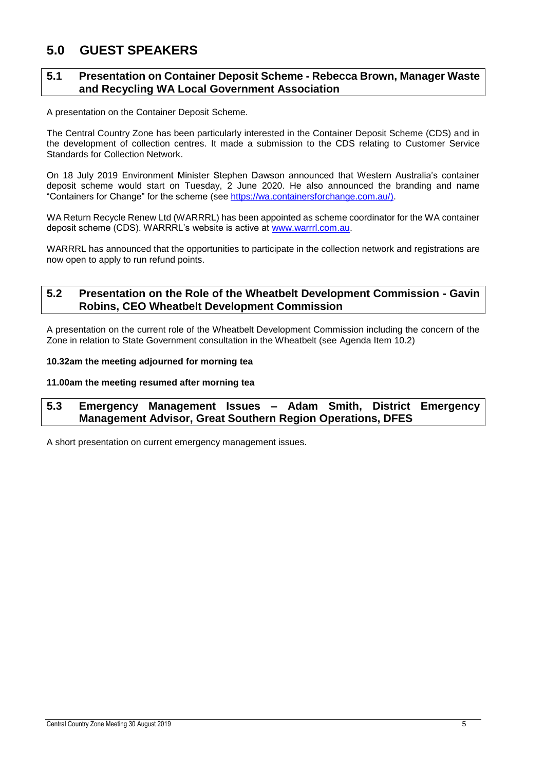# 5.0 GUEST SPEAKERS

## 5.1 Presentation on Container Deposit Scheme - Rebecca Brown, Manager Waste and Recycling WA Local Government Association

A presentation on the Container Deposit Scheme.

The Central Country Zone has been particularly interested in the Container Deposit Scheme (CDS) and in the development of collection centres. It made a submission to the CDS relating to Customer Service Standards for Collection Network.

On 18 July 2019 Environment Minister Stephen Dawson announced that Western Australia's container deposit scheme would start on Tuesday, 2 June 2020. He also announced the branding and name "Containers for Change" for the scheme (see https://wa.containersforchange.com.au/).

WA Return Recycle Renew Ltd (WARRRL) has been appointed as scheme coordinator for the WA container deposit scheme (CDS). WARRRL's website is active at www.warrrl.com.au.

WARRRL has announced that the opportunities to participate in the collection network and registrations are now open to apply to run refund points.

## 5.2 Presentation on the Role of the Wheatbelt Development Commission - Gavin Robins, CEO Wheatbelt Development Commission

A presentation on the current role of the Wheatbelt Development Commission including the concern of the Zone in relation to State Government consultation in the Wheatbelt (see Agenda Item 10.2)

**10.32am the meeting adjourned for morning tea**

**11.00am the meeting resumed after morning tea**

## 5.3 Emergency Management Issues – Adam Smith, District Emergency Management Advisor, Great Southern Region Operations, DFES

A short presentation on current emergency management issues.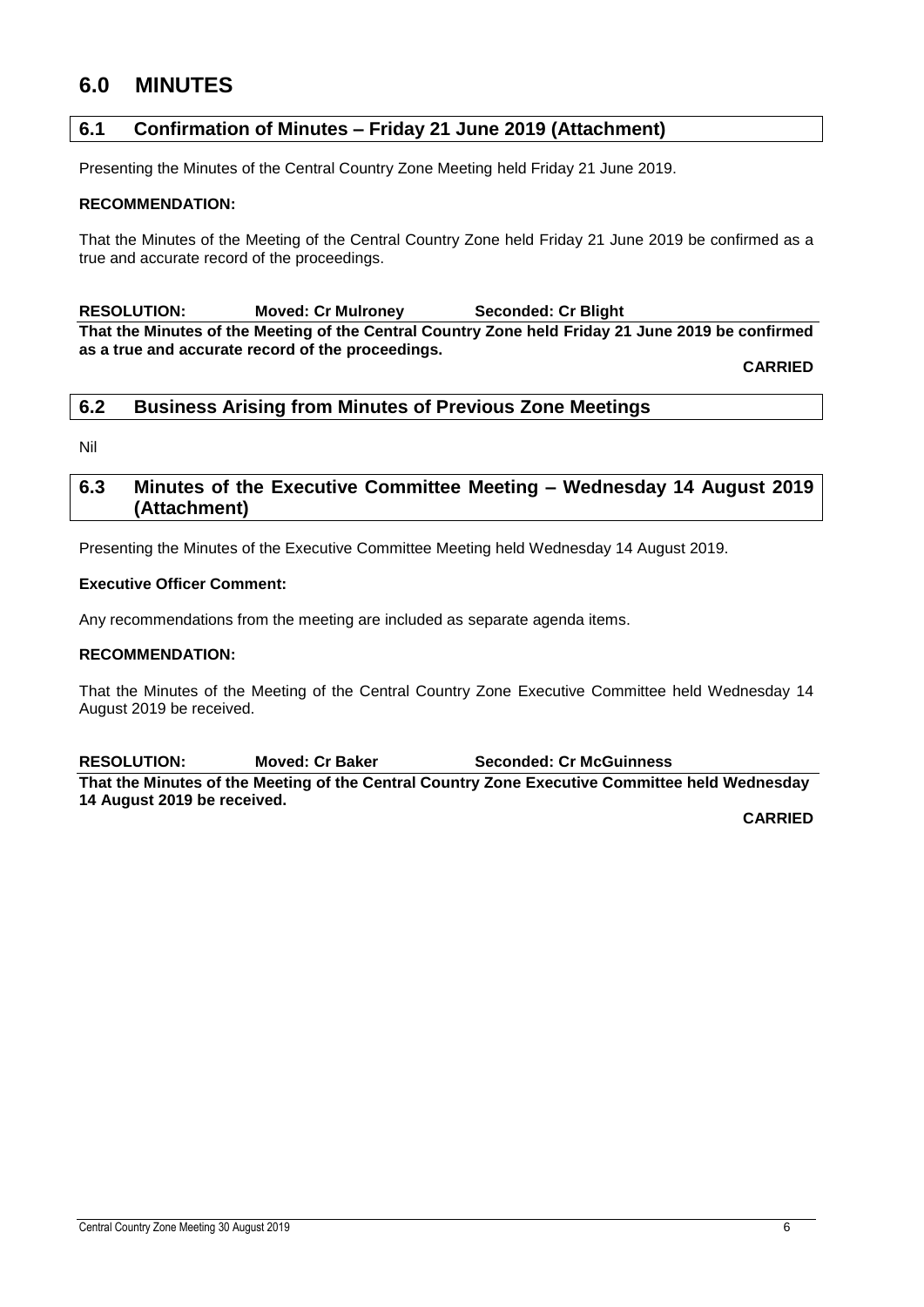# 6.0 MINUTES

## 6.1 Confirmation of Minutes – Friday 21 June 2019 (Attachment)

Presenting the Minutes of the Central Country Zone Meeting held Friday 21 June 2019.

**RECOMMENDATION:**

That the Minutes of the Meeting of the Central Country Zone held Friday 21 June 2019 be confirmed as a true and accurate record of the proceedings.

**RESOLUTION: Moved: Cr Mulroney Seconded: Cr Blight**

**That the Minutes of the Meeting of the Central Country Zone held Friday 21 June 2019 be confirmed as a true and accurate record of the proceedings.**

**CARRIED**

## 6.2 Business Arising from Minutes of Previous Zone Meetings

Nil

## 6.3 Minutes of the Executive Committee Meeting – Wednesday 14 August 2019 (Attachment)

Presenting the Minutes of the Executive Committee Meeting held Wednesday 14 August 2019.

**Executive Officer Comment:**

Any recommendations from the meeting are included as separate agenda items.

**RECOMMENDATION:**

That the Minutes of the Meeting of the Central Country Zone Executive Committee held Wednesday 14 August 2019 be received.

**RESOLUTION: Moved: Cr Baker Seconded: Cr McGuinness**

**That the Minutes of the Meeting of the Central Country Zone Executive Committee held Wednesday 14 August 2019 be received.**

**CARRIED**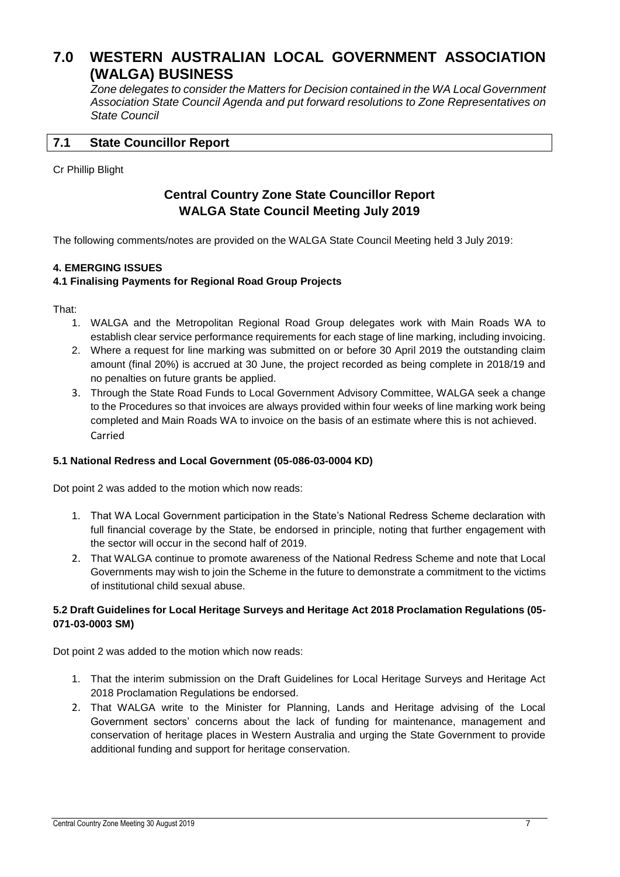# 7.0 WESTERN AUSTRALIAN LOCAL GOVERNMENT ASSOCIATION (WALGA) BUSINESS

*Zone delegates to consider the Matters for Decision contained in the WA Local Government Association State Council Agenda and put forward resolutions to Zone Representatives on State Council*

## 7.1 State Councillor Report

Cr Phillip Blight

### Central Country Zone State Councillor Report
### WALGA State Council Meeting July 2019

The following comments/notes are provided on the WALGA State Council Meeting held 3 July 2019:

**4. EMERGING ISSUES**

**4.1 Finalising Payments for Regional Road Group Projects**

That:

1. WALGA and the Metropolitan Regional Road Group delegates work with Main Roads WA to establish clear service performance requirements for each stage of line marking, including invoicing.
2. Where a request for line marking was submitted on or before 30 April 2019 the outstanding claim amount (final 20%) is accrued at 30 June, the project recorded as being complete in 2018/19 and no penalties on future grants be applied.
3. Through the State Road Funds to Local Government Advisory Committee, WALGA seek a change to the Procedures so that invoices are always provided within four weeks of line marking work being completed and Main Roads WA to invoice on the basis of an estimate where this is not achieved.
   Carried

**5.1 National Redress and Local Government (05-086-03-0004 KD)**

Dot point 2 was added to the motion which now reads:

1. That WA Local Government participation in the State's National Redress Scheme declaration with full financial coverage by the State, be endorsed in principle, noting that further engagement with the sector will occur in the second half of 2019.
2. That WALGA continue to promote awareness of the National Redress Scheme and note that Local Governments may wish to join the Scheme in the future to demonstrate a commitment to the victims of institutional child sexual abuse.

**5.2 Draft Guidelines for Local Heritage Surveys and Heritage Act 2018 Proclamation Regulations (05-071-03-0003 SM)**

Dot point 2 was added to the motion which now reads:

1. That the interim submission on the Draft Guidelines for Local Heritage Surveys and Heritage Act 2018 Proclamation Regulations be endorsed.
2. That WALGA write to the Minister for Planning, Lands and Heritage advising of the Local Government sectors' concerns about the lack of funding for maintenance, management and conservation of heritage places in Western Australia and urging the State Government to provide additional funding and support for heritage conservation.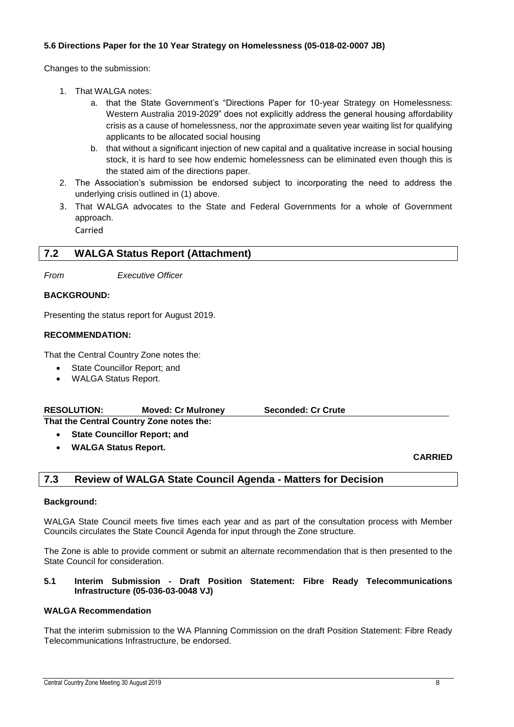**5.6 Directions Paper for the 10 Year Strategy on Homelessness (05-018-02-0007 JB)**

Changes to the submission:

1. That WALGA notes:
   a. that the State Government's "Directions Paper for 10-year Strategy on Homelessness: Western Australia 2019-2029" does not explicitly address the general housing affordability crisis as a cause of homelessness, nor the approximate seven year waiting list for qualifying applicants to be allocated social housing
   b. that without a significant injection of new capital and a qualitative increase in social housing stock, it is hard to see how endemic homelessness can be eliminated even though this is the stated aim of the directions paper.
2. The Association's submission be endorsed subject to incorporating the need to address the underlying crisis outlined in (1) above.
3. That WALGA advocates to the State and Federal Governments for a whole of Government approach.
   Carried

## 7.2 WALGA Status Report (Attachment)

*From* *Executive Officer*

**BACKGROUND:**

Presenting the status report for August 2019.

**RECOMMENDATION:**

That the Central Country Zone notes the:

- State Councillor Report; and
- WALGA Status Report.

**RESOLUTION:** **Moved: Cr Mulroney** **Seconded: Cr Crute**

**That the Central Country Zone notes the:**

- **State Councillor Report; and**
- **WALGA Status Report.**

**CARRIED**

## 7.3 Review of WALGA State Council Agenda - Matters for Decision

**Background:**

WALGA State Council meets five times each year and as part of the consultation process with Member Councils circulates the State Council Agenda for input through the Zone structure.

The Zone is able to provide comment or submit an alternate recommendation that is then presented to the State Council for consideration.

**5.1 Interim Submission - Draft Position Statement: Fibre Ready Telecommunications Infrastructure (05-036-03-0048 VJ)**

**WALGA Recommendation**

That the interim submission to the WA Planning Commission on the draft Position Statement: Fibre Ready Telecommunications Infrastructure, be endorsed.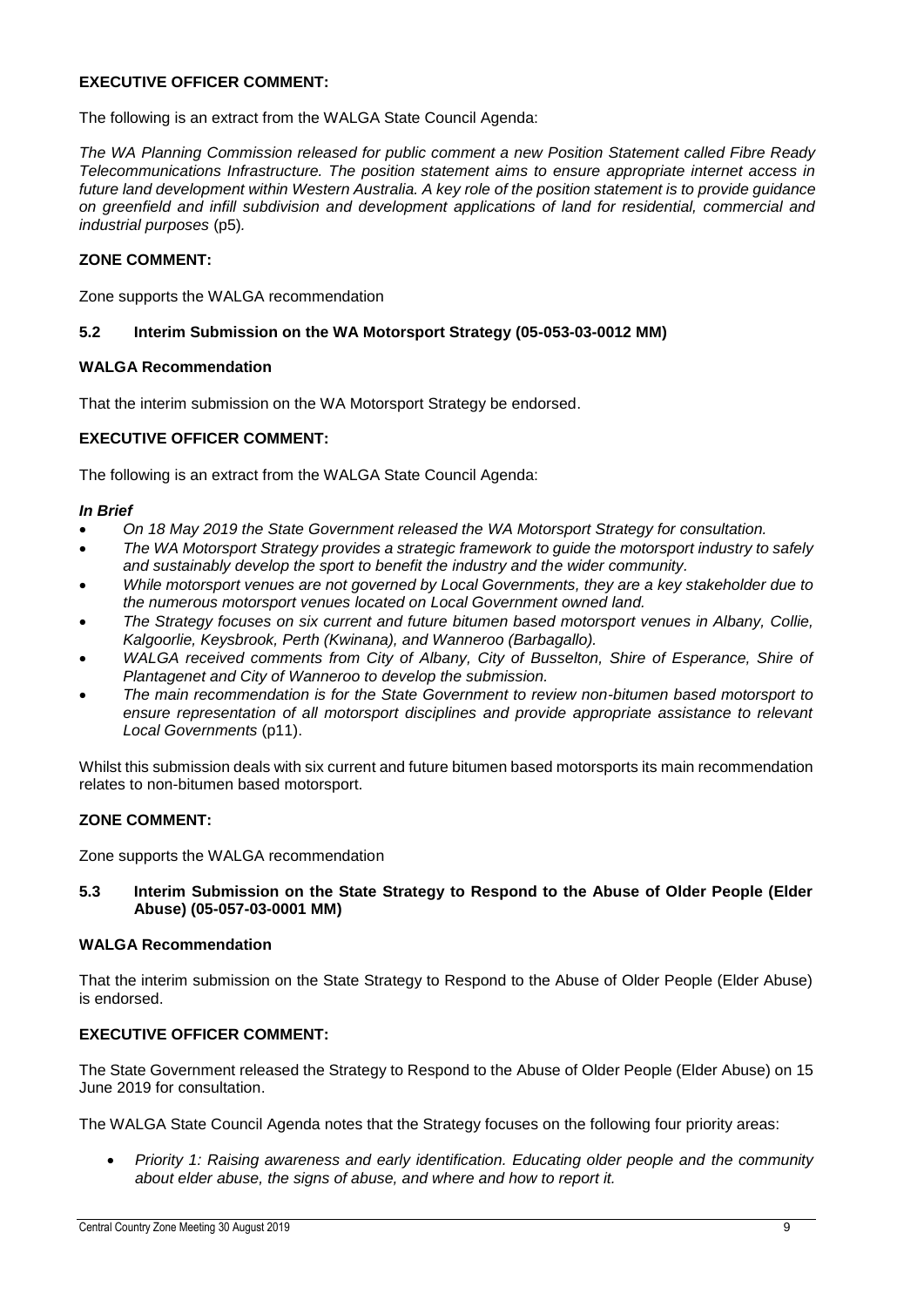**EXECUTIVE OFFICER COMMENT:**

The following is an extract from the WALGA State Council Agenda:

*The WA Planning Commission released for public comment a new Position Statement called Fibre Ready Telecommunications Infrastructure. The position statement aims to ensure appropriate internet access in future land development within Western Australia. A key role of the position statement is to provide guidance on greenfield and infill subdivision and development applications of land for residential, commercial and industrial purposes* (p5)*.*

**ZONE COMMENT:**

Zone supports the WALGA recommendation

### 5.2 Interim Submission on the WA Motorsport Strategy (05-053-03-0012 MM)

**WALGA Recommendation**

That the interim submission on the WA Motorsport Strategy be endorsed.

**EXECUTIVE OFFICER COMMENT:**

The following is an extract from the WALGA State Council Agenda:

***In Brief***

- *On 18 May 2019 the State Government released the WA Motorsport Strategy for consultation.*
- *The WA Motorsport Strategy provides a strategic framework to guide the motorsport industry to safely and sustainably develop the sport to benefit the industry and the wider community.*
- *While motorsport venues are not governed by Local Governments, they are a key stakeholder due to the numerous motorsport venues located on Local Government owned land.*
- *The Strategy focuses on six current and future bitumen based motorsport venues in Albany, Collie, Kalgoorlie, Keysbrook, Perth (Kwinana), and Wanneroo (Barbagallo).*
- *WALGA received comments from City of Albany, City of Busselton, Shire of Esperance, Shire of Plantagenet and City of Wanneroo to develop the submission.*
- *The main recommendation is for the State Government to review non-bitumen based motorsport to ensure representation of all motorsport disciplines and provide appropriate assistance to relevant Local Governments* (p11).

Whilst this submission deals with six current and future bitumen based motorsports its main recommendation relates to non-bitumen based motorsport.

**ZONE COMMENT:**

Zone supports the WALGA recommendation

### 5.3 Interim Submission on the State Strategy to Respond to the Abuse of Older People (Elder Abuse) (05-057-03-0001 MM)

**WALGA Recommendation**

That the interim submission on the State Strategy to Respond to the Abuse of Older People (Elder Abuse) is endorsed.

**EXECUTIVE OFFICER COMMENT:**

The State Government released the Strategy to Respond to the Abuse of Older People (Elder Abuse) on 15 June 2019 for consultation.

The WALGA State Council Agenda notes that the Strategy focuses on the following four priority areas:

- *Priority 1: Raising awareness and early identification. Educating older people and the community about elder abuse, the signs of abuse, and where and how to report it.*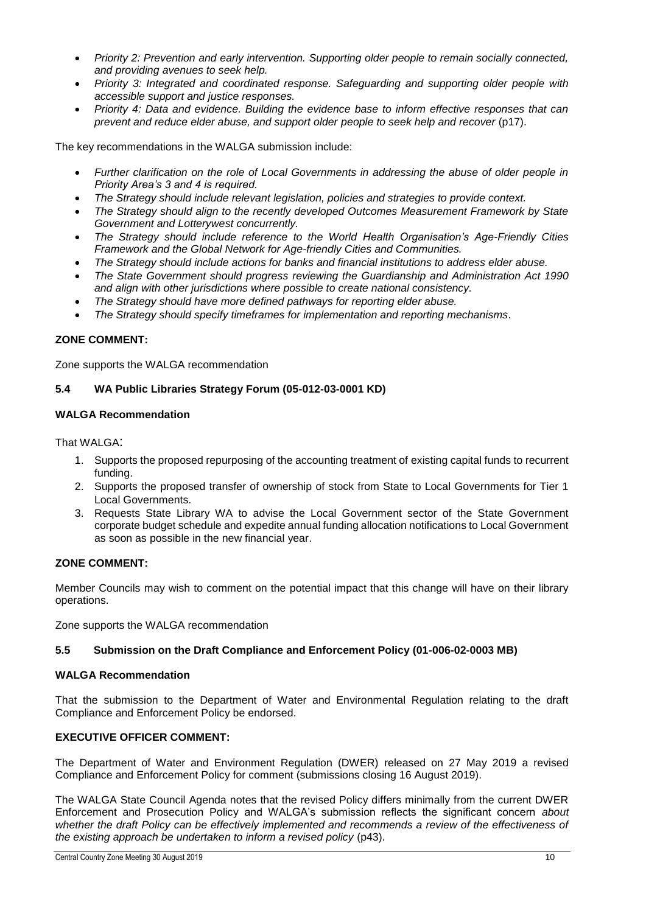- *Priority 2: Prevention and early intervention. Supporting older people to remain socially connected, and providing avenues to seek help.*
- *Priority 3: Integrated and coordinated response. Safeguarding and supporting older people with accessible support and justice responses.*
- *Priority 4: Data and evidence. Building the evidence base to inform effective responses that can prevent and reduce elder abuse, and support older people to seek help and recover* (p17).

The key recommendations in the WALGA submission include:

- *Further clarification on the role of Local Governments in addressing the abuse of older people in Priority Area's 3 and 4 is required.*
- *The Strategy should include relevant legislation, policies and strategies to provide context.*
- *The Strategy should align to the recently developed Outcomes Measurement Framework by State Government and Lotterywest concurrently.*
- *The Strategy should include reference to the World Health Organisation's Age-Friendly Cities Framework and the Global Network for Age-friendly Cities and Communities.*
- *The Strategy should include actions for banks and financial institutions to address elder abuse.*
- *The State Government should progress reviewing the Guardianship and Administration Act 1990 and align with other jurisdictions where possible to create national consistency.*
- *The Strategy should have more defined pathways for reporting elder abuse.*
- *The Strategy should specify timeframes for implementation and reporting mechanisms*.

**ZONE COMMENT:**

Zone supports the WALGA recommendation

### 5.4 WA Public Libraries Strategy Forum (05-012-03-0001 KD)

**WALGA Recommendation**

That WALGA:

1. Supports the proposed repurposing of the accounting treatment of existing capital funds to recurrent funding.
2. Supports the proposed transfer of ownership of stock from State to Local Governments for Tier 1 Local Governments.
3. Requests State Library WA to advise the Local Government sector of the State Government corporate budget schedule and expedite annual funding allocation notifications to Local Government as soon as possible in the new financial year.

**ZONE COMMENT:**

Member Councils may wish to comment on the potential impact that this change will have on their library operations.

Zone supports the WALGA recommendation

### 5.5 Submission on the Draft Compliance and Enforcement Policy (01-006-02-0003 MB)

**WALGA Recommendation**

That the submission to the Department of Water and Environmental Regulation relating to the draft Compliance and Enforcement Policy be endorsed.

**EXECUTIVE OFFICER COMMENT:**

The Department of Water and Environment Regulation (DWER) released on 27 May 2019 a revised Compliance and Enforcement Policy for comment (submissions closing 16 August 2019).

The WALGA State Council Agenda notes that the revised Policy differs minimally from the current DWER Enforcement and Prosecution Policy and WALGA's submission reflects the significant concern *about whether the draft Policy can be effectively implemented and recommends a review of the effectiveness of the existing approach be undertaken to inform a revised policy* (p43).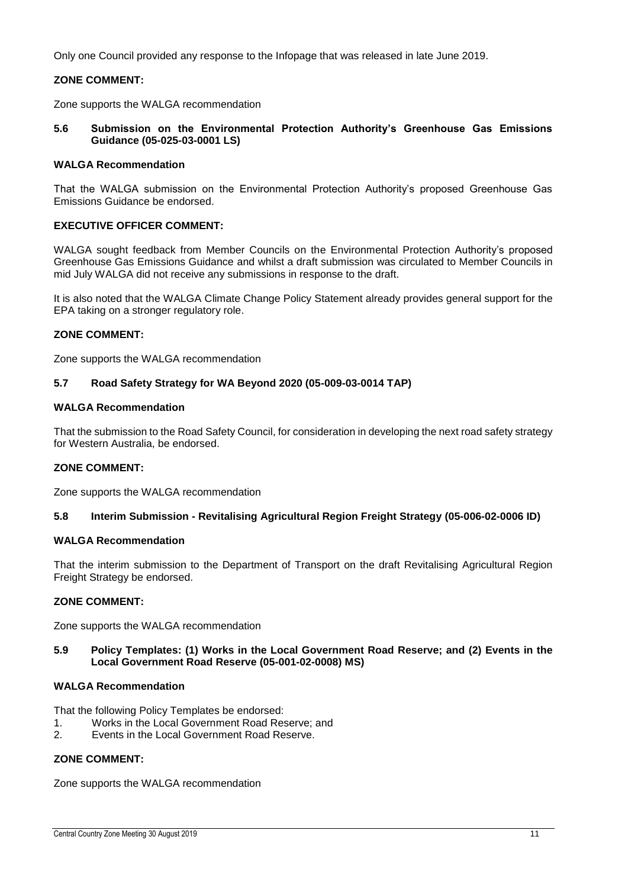Only one Council provided any response to the Infopage that was released in late June 2019.

**ZONE COMMENT:**

Zone supports the WALGA recommendation

### 5.6 Submission on the Environmental Protection Authority's Greenhouse Gas Emissions Guidance (05-025-03-0001 LS)

**WALGA Recommendation**

That the WALGA submission on the Environmental Protection Authority's proposed Greenhouse Gas Emissions Guidance be endorsed.

**EXECUTIVE OFFICER COMMENT:**

WALGA sought feedback from Member Councils on the Environmental Protection Authority's proposed Greenhouse Gas Emissions Guidance and whilst a draft submission was circulated to Member Councils in mid July WALGA did not receive any submissions in response to the draft.

It is also noted that the WALGA Climate Change Policy Statement already provides general support for the EPA taking on a stronger regulatory role.

**ZONE COMMENT:**

Zone supports the WALGA recommendation

### 5.7 Road Safety Strategy for WA Beyond 2020 (05-009-03-0014 TAP)

**WALGA Recommendation**

That the submission to the Road Safety Council, for consideration in developing the next road safety strategy for Western Australia, be endorsed.

**ZONE COMMENT:**

Zone supports the WALGA recommendation

### 5.8 Interim Submission - Revitalising Agricultural Region Freight Strategy (05-006-02-0006 ID)

**WALGA Recommendation**

That the interim submission to the Department of Transport on the draft Revitalising Agricultural Region Freight Strategy be endorsed.

**ZONE COMMENT:**

Zone supports the WALGA recommendation

### 5.9 Policy Templates: (1) Works in the Local Government Road Reserve; and (2) Events in the Local Government Road Reserve (05-001-02-0008) MS)

**WALGA Recommendation**

That the following Policy Templates be endorsed:

1. Works in the Local Government Road Reserve; and
2. Events in the Local Government Road Reserve.

**ZONE COMMENT:**

Zone supports the WALGA recommendation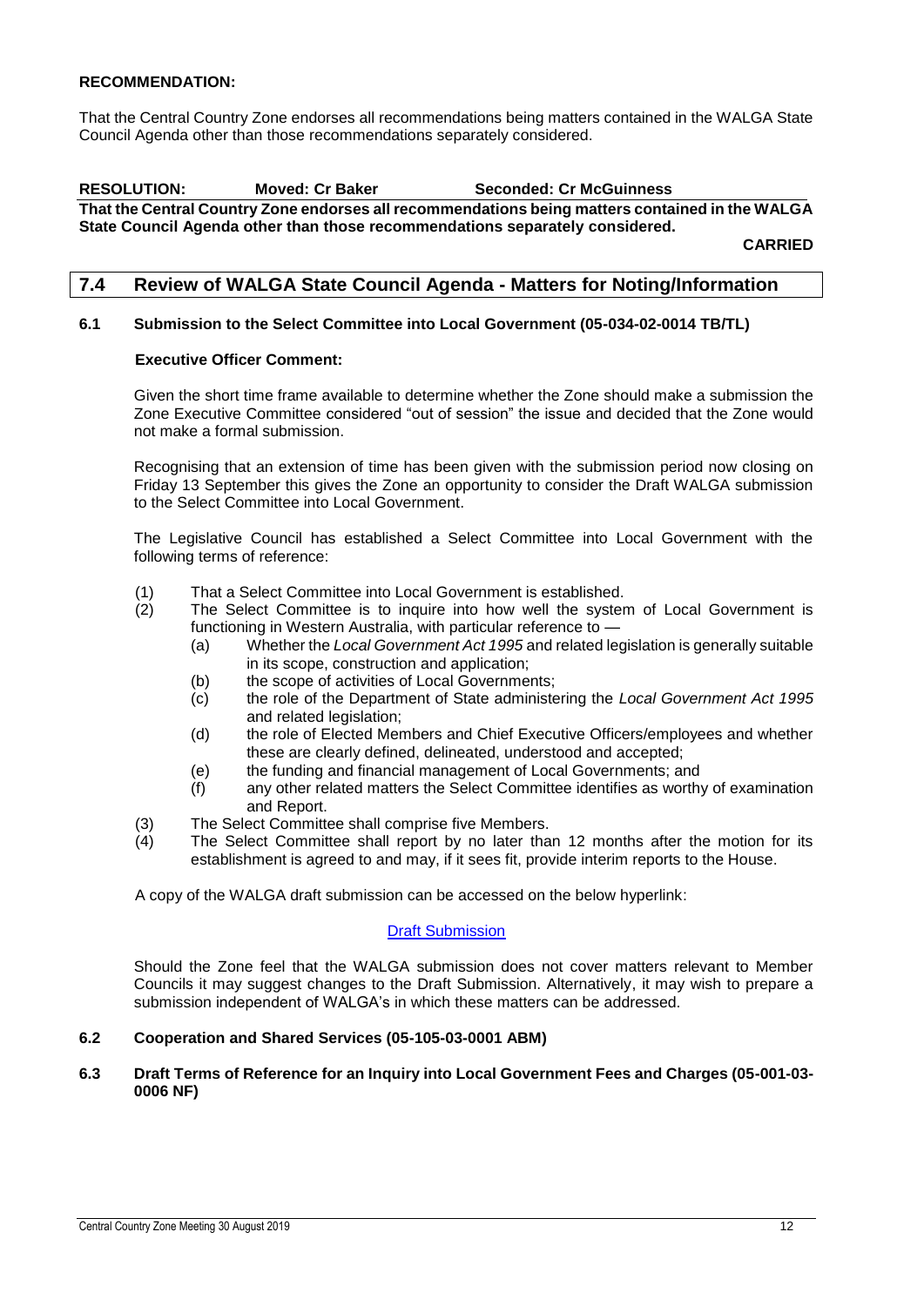**RECOMMENDATION:**

That the Central Country Zone endorses all recommendations being matters contained in the WALGA State Council Agenda other than those recommendations separately considered.

**RESOLUTION: Moved: Cr Baker Seconded: Cr McGuinness**

**That the Central Country Zone endorses all recommendations being matters contained in the WALGA State Council Agenda other than those recommendations separately considered.**

**CARRIED**

## 7.4 Review of WALGA State Council Agenda - Matters for Noting/Information

### 6.1 Submission to the Select Committee into Local Government (05-034-02-0014 TB/TL)

**Executive Officer Comment:**

Given the short time frame available to determine whether the Zone should make a submission the Zone Executive Committee considered "out of session" the issue and decided that the Zone would not make a formal submission.

Recognising that an extension of time has been given with the submission period now closing on Friday 13 September this gives the Zone an opportunity to consider the Draft WALGA submission to the Select Committee into Local Government.

The Legislative Council has established a Select Committee into Local Government with the following terms of reference:

(1) That a Select Committee into Local Government is established.
(2) The Select Committee is to inquire into how well the system of Local Government is functioning in Western Australia, with particular reference to —
  (a) Whether the *Local Government Act 1995* and related legislation is generally suitable in its scope, construction and application;
  (b) the scope of activities of Local Governments;
  (c) the role of the Department of State administering the *Local Government Act 1995* and related legislation;
  (d) the role of Elected Members and Chief Executive Officers/employees and whether these are clearly defined, delineated, understood and accepted;
  (e) the funding and financial management of Local Governments; and
  (f) any other related matters the Select Committee identifies as worthy of examination and Report.
(3) The Select Committee shall comprise five Members.
(4) The Select Committee shall report by no later than 12 months after the motion for its establishment is agreed to and may, if it sees fit, provide interim reports to the House.

A copy of the WALGA draft submission can be accessed on the below hyperlink:

Draft Submission

Should the Zone feel that the WALGA submission does not cover matters relevant to Member Councils it may suggest changes to the Draft Submission. Alternatively, it may wish to prepare a submission independent of WALGA's in which these matters can be addressed.

### 6.2 Cooperation and Shared Services (05-105-03-0001 ABM)

### 6.3 Draft Terms of Reference for an Inquiry into Local Government Fees and Charges (05-001-03-0006 NF)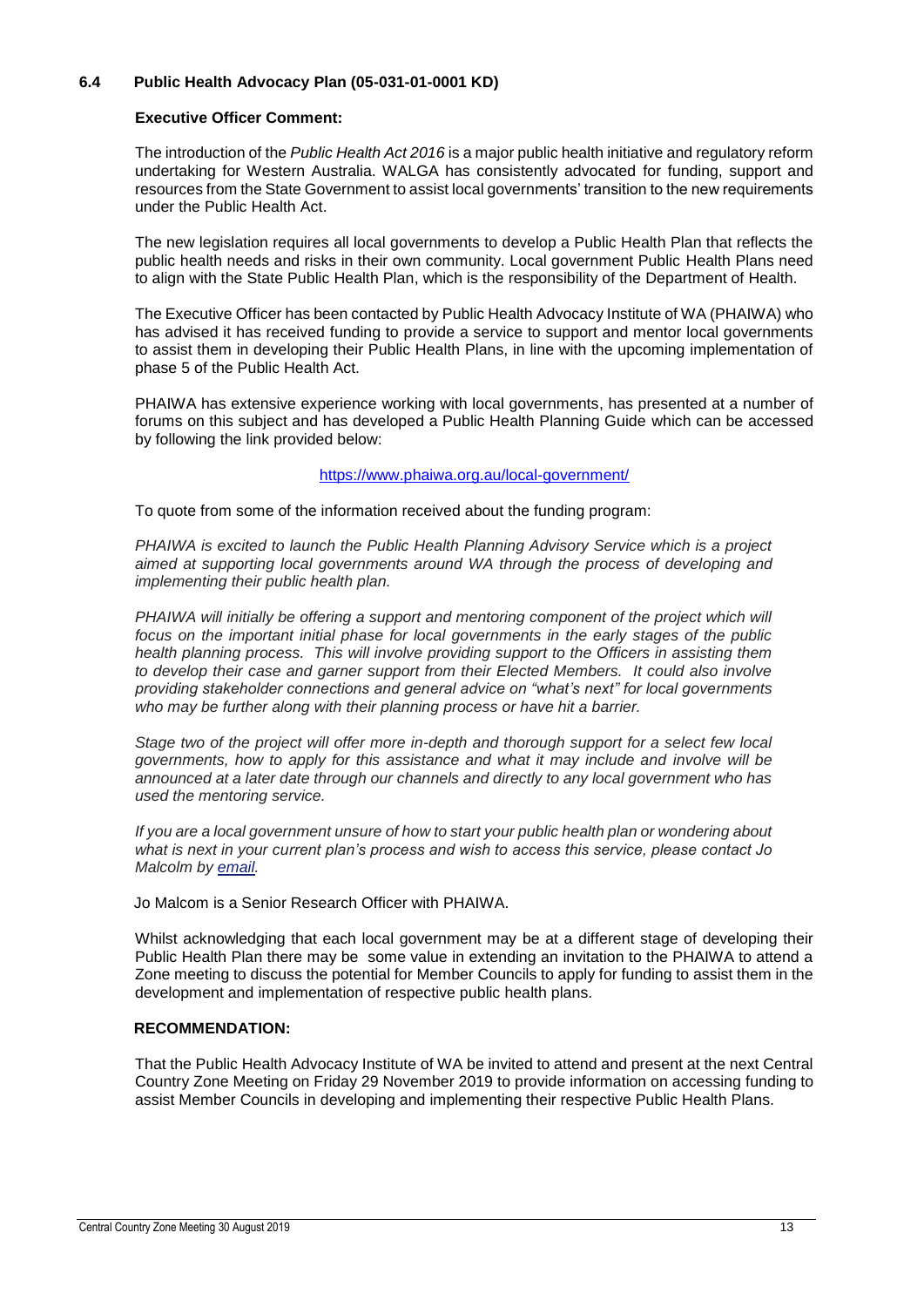### 6.4 Public Health Advocacy Plan (05-031-01-0001 KD)

**Executive Officer Comment:**

The introduction of the *Public Health Act 2016* is a major public health initiative and regulatory reform undertaking for Western Australia. WALGA has consistently advocated for funding, support and resources from the State Government to assist local governments' transition to the new requirements under the Public Health Act.

The new legislation requires all local governments to develop a Public Health Plan that reflects the public health needs and risks in their own community. Local government Public Health Plans need to align with the State Public Health Plan, which is the responsibility of the Department of Health.

The Executive Officer has been contacted by Public Health Advocacy Institute of WA (PHAIWA) who has advised it has received funding to provide a service to support and mentor local governments to assist them in developing their Public Health Plans, in line with the upcoming implementation of phase 5 of the Public Health Act.

PHAIWA has extensive experience working with local governments, has presented at a number of forums on this subject and has developed a Public Health Planning Guide which can be accessed by following the link provided below:

https://www.phaiwa.org.au/local-government/

To quote from some of the information received about the funding program:

*PHAIWA is excited to launch the Public Health Planning Advisory Service which is a project aimed at supporting local governments around WA through the process of developing and implementing their public health plan.*

*PHAIWA will initially be offering a support and mentoring component of the project which will focus on the important initial phase for local governments in the early stages of the public health planning process. This will involve providing support to the Officers in assisting them to develop their case and garner support from their Elected Members. It could also involve providing stakeholder connections and general advice on "what's next" for local governments who may be further along with their planning process or have hit a barrier.*

*Stage two of the project will offer more in-depth and thorough support for a select few local governments, how to apply for this assistance and what it may include and involve will be announced at a later date through our channels and directly to any local government who has used the mentoring service.*

*If you are a local government unsure of how to start your public health plan or wondering about what is next in your current plan's process and wish to access this service, please contact Jo Malcolm by email.*

Jo Malcom is a Senior Research Officer with PHAIWA.

Whilst acknowledging that each local government may be at a different stage of developing their Public Health Plan there may be some value in extending an invitation to the PHAIWA to attend a Zone meeting to discuss the potential for Member Councils to apply for funding to assist them in the development and implementation of respective public health plans.

**RECOMMENDATION:**

That the Public Health Advocacy Institute of WA be invited to attend and present at the next Central Country Zone Meeting on Friday 29 November 2019 to provide information on accessing funding to assist Member Councils in developing and implementing their respective Public Health Plans.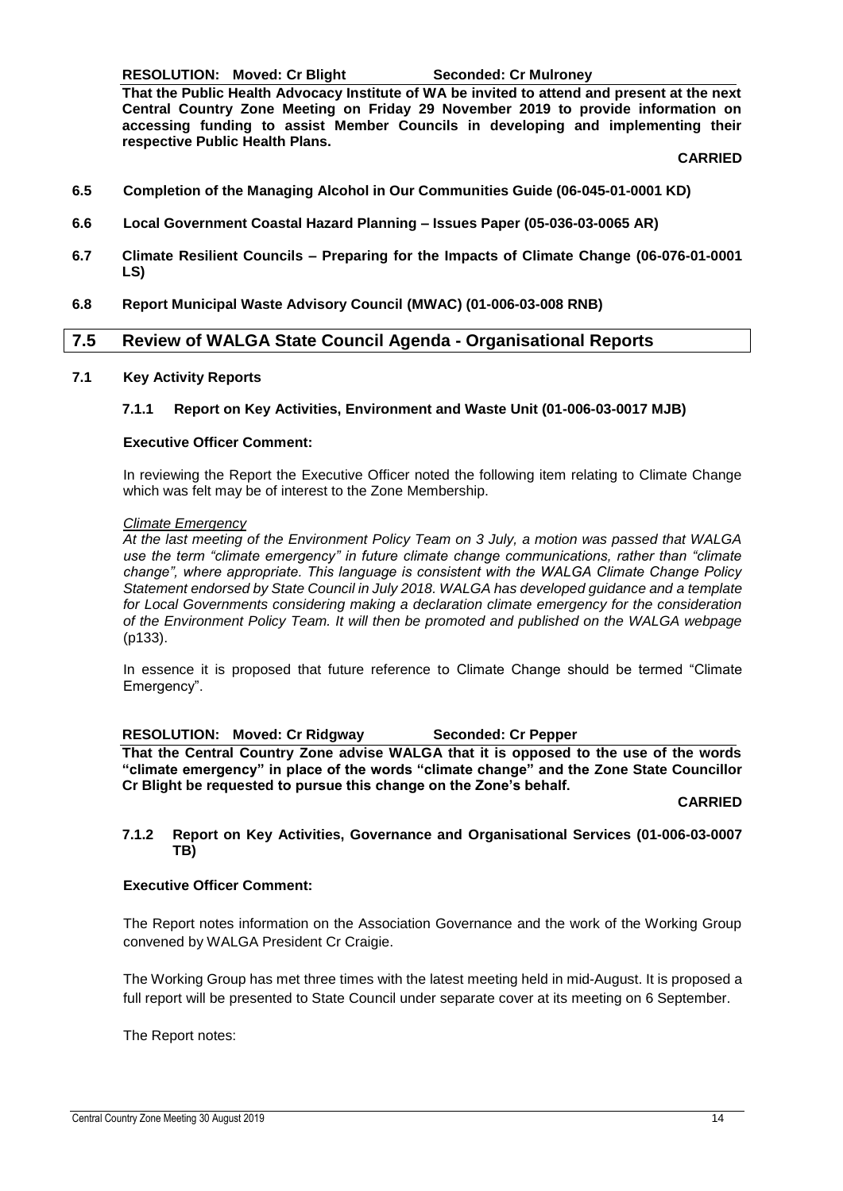**RESOLUTION: Moved: Cr Blight Seconded: Cr Mulroney**

**That the Public Health Advocacy Institute of WA be invited to attend and present at the next Central Country Zone Meeting on Friday 29 November 2019 to provide information on accessing funding to assist Member Councils in developing and implementing their respective Public Health Plans.**

**CARRIED**

**6.5 Completion of the Managing Alcohol in Our Communities Guide (06-045-01-0001 KD)**

**6.6 Local Government Coastal Hazard Planning – Issues Paper (05-036-03-0065 AR)**

**6.7 Climate Resilient Councils – Preparing for the Impacts of Climate Change (06-076-01-0001 LS)**

**6.8 Report Municipal Waste Advisory Council (MWAC) (01-006-03-008 RNB)**

## 7.5 Review of WALGA State Council Agenda - Organisational Reports

### 7.1 Key Activity Reports

#### 7.1.1 Report on Key Activities, Environment and Waste Unit (01-006-03-0017 MJB)

**Executive Officer Comment:**

In reviewing the Report the Executive Officer noted the following item relating to Climate Change which was felt may be of interest to the Zone Membership.

*Climate Emergency*

*At the last meeting of the Environment Policy Team on 3 July, a motion was passed that WALGA use the term "climate emergency" in future climate change communications, rather than "climate change", where appropriate. This language is consistent with the WALGA Climate Change Policy Statement endorsed by State Council in July 2018. WALGA has developed guidance and a template for Local Governments considering making a declaration climate emergency for the consideration of the Environment Policy Team. It will then be promoted and published on the WALGA webpage* (p133).

In essence it is proposed that future reference to Climate Change should be termed "Climate Emergency".

**RESOLUTION: Moved: Cr Ridgway Seconded: Cr Pepper**

**That the Central Country Zone advise WALGA that it is opposed to the use of the words "climate emergency" in place of the words "climate change" and the Zone State Councillor Cr Blight be requested to pursue this change on the Zone's behalf.**

**CARRIED**

#### 7.1.2 Report on Key Activities, Governance and Organisational Services (01-006-03-0007 TB)

**Executive Officer Comment:**

The Report notes information on the Association Governance and the work of the Working Group convened by WALGA President Cr Craigie.

The Working Group has met three times with the latest meeting held in mid-August. It is proposed a full report will be presented to State Council under separate cover at its meeting on 6 September.

The Report notes: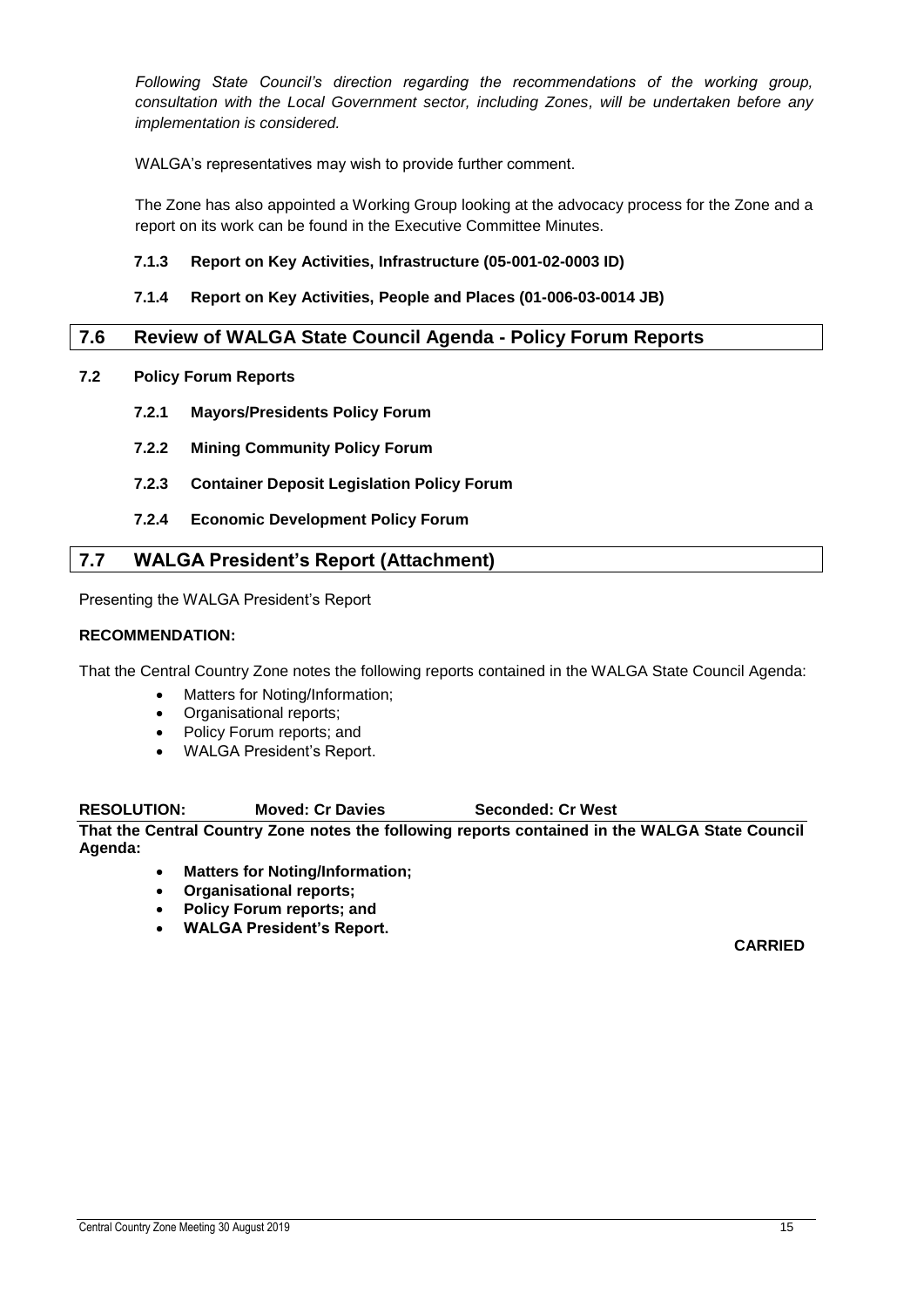*Following State Council's direction regarding the recommendations of the working group, consultation with the Local Government sector, including Zones, will be undertaken before any implementation is considered.*

WALGA's representatives may wish to provide further comment.

The Zone has also appointed a Working Group looking at the advocacy process for the Zone and a report on its work can be found in the Executive Committee Minutes.

#### 7.1.3 Report on Key Activities, Infrastructure (05-001-02-0003 ID)

#### 7.1.4 Report on Key Activities, People and Places (01-006-03-0014 JB)

## 7.6 Review of WALGA State Council Agenda - Policy Forum Reports

### 7.2 Policy Forum Reports

#### 7.2.1 Mayors/Presidents Policy Forum

#### 7.2.2 Mining Community Policy Forum

#### 7.2.3 Container Deposit Legislation Policy Forum

#### 7.2.4 Economic Development Policy Forum

## 7.7 WALGA President's Report (Attachment)

Presenting the WALGA President's Report

**RECOMMENDATION:**

That the Central Country Zone notes the following reports contained in the WALGA State Council Agenda:

- Matters for Noting/Information;
- Organisational reports;
- Policy Forum reports; and
- WALGA President's Report.

**RESOLUTION: Moved: Cr Davies Seconded: Cr West**

**That the Central Country Zone notes the following reports contained in the WALGA State Council Agenda:**

- **Matters for Noting/Information;**
- **Organisational reports;**
- **Policy Forum reports; and**
- **WALGA President's Report.**

**CARRIED**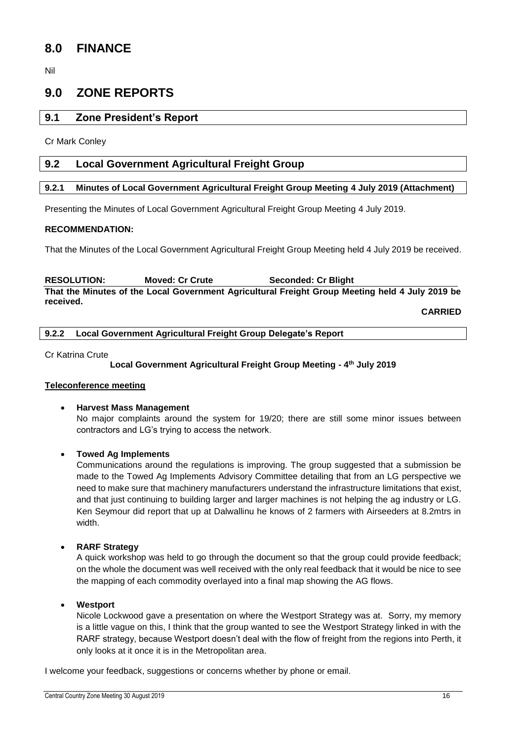# 8.0 FINANCE

Nil

# 9.0 ZONE REPORTS

## 9.1 Zone President's Report

Cr Mark Conley

## 9.2 Local Government Agricultural Freight Group

### 9.2.1 Minutes of Local Government Agricultural Freight Group Meeting 4 July 2019 (Attachment)

Presenting the Minutes of Local Government Agricultural Freight Group Meeting 4 July 2019.

**RECOMMENDATION:**

That the Minutes of the Local Government Agricultural Freight Group Meeting held 4 July 2019 be received.

**RESOLUTION: Moved: Cr Crute Seconded: Cr Blight**

**That the Minutes of the Local Government Agricultural Freight Group Meeting held 4 July 2019 be received.**

**CARRIED**

### 9.2.2 Local Government Agricultural Freight Group Delegate's Report

Cr Katrina Crute

**Local Government Agricultural Freight Group Meeting - 4th July 2019**

**Teleconference meeting**

- **Harvest Mass Management**
  No major complaints around the system for 19/20; there are still some minor issues between contractors and LG's trying to access the network.

- **Towed Ag Implements**
  Communications around the regulations is improving. The group suggested that a submission be made to the Towed Ag Implements Advisory Committee detailing that from an LG perspective we need to make sure that machinery manufacturers understand the infrastructure limitations that exist, and that just continuing to building larger and larger machines is not helping the ag industry or LG. Ken Seymour did report that up at Dalwallinu he knows of 2 farmers with Airseeders at 8.2mtrs in width.

- **RARF Strategy**
  A quick workshop was held to go through the document so that the group could provide feedback; on the whole the document was well received with the only real feedback that it would be nice to see the mapping of each commodity overlayed into a final map showing the AG flows.

- **Westport**
  Nicole Lockwood gave a presentation on where the Westport Strategy was at. Sorry, my memory is a little vague on this, I think that the group wanted to see the Westport Strategy linked in with the RARF strategy, because Westport doesn't deal with the flow of freight from the regions into Perth, it only looks at it once it is in the Metropolitan area.

I welcome your feedback, suggestions or concerns whether by phone or email.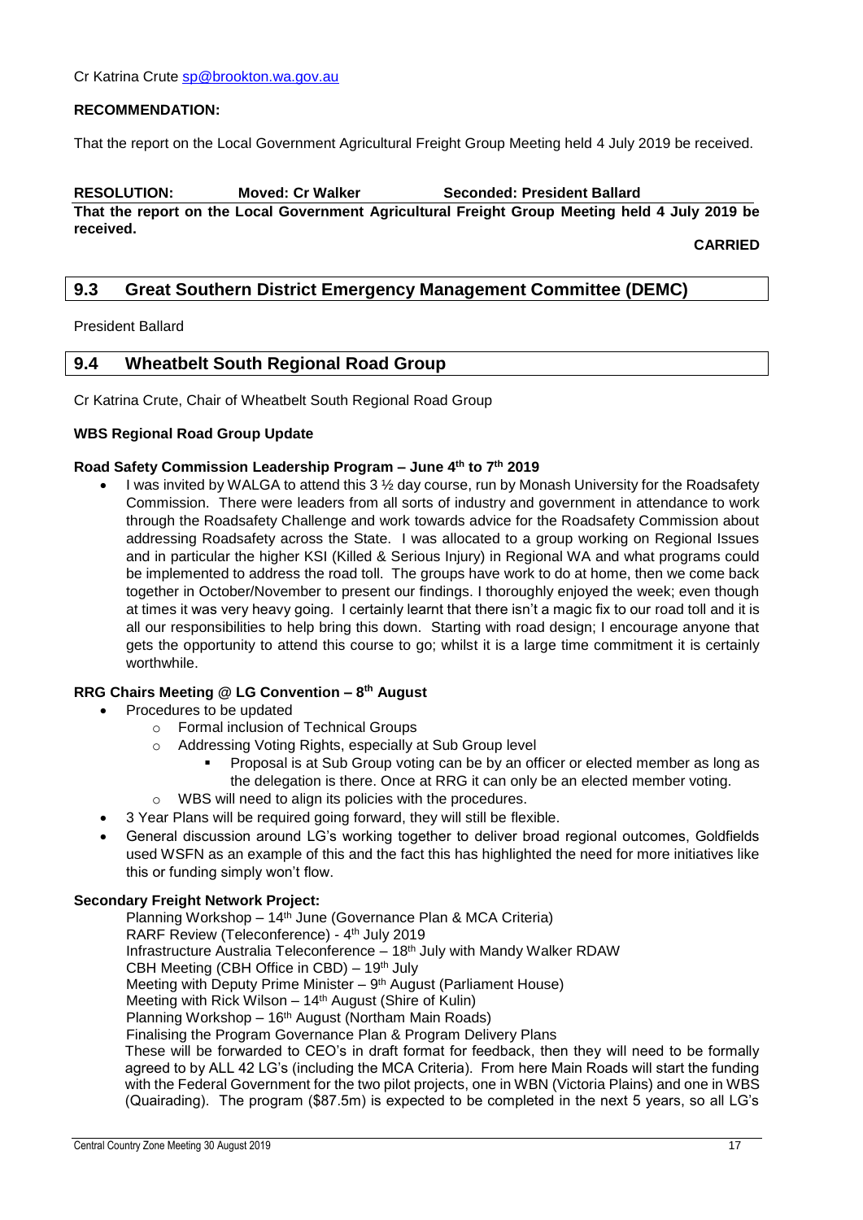Cr Katrina Crute sp@brookton.wa.gov.au

**RECOMMENDATION:**

That the report on the Local Government Agricultural Freight Group Meeting held 4 July 2019 be received.

**RESOLUTION: Moved: Cr Walker Seconded: President Ballard**

**That the report on the Local Government Agricultural Freight Group Meeting held 4 July 2019 be received.**

**CARRIED**

## 9.3 Great Southern District Emergency Management Committee (DEMC)

President Ballard

## 9.4 Wheatbelt South Regional Road Group

Cr Katrina Crute, Chair of Wheatbelt South Regional Road Group

**WBS Regional Road Group Update**

**Road Safety Commission Leadership Program – June 4th to 7th 2019**

- I was invited by WALGA to attend this 3 ½ day course, run by Monash University for the Roadsafety Commission. There were leaders from all sorts of industry and government in attendance to work through the Roadsafety Challenge and work towards advice for the Roadsafety Commission about addressing Roadsafety across the State. I was allocated to a group working on Regional Issues and in particular the higher KSI (Killed & Serious Injury) in Regional WA and what programs could be implemented to address the road toll. The groups have work to do at home, then we come back together in October/November to present our findings. I thoroughly enjoyed the week; even though at times it was very heavy going. I certainly learnt that there isn't a magic fix to our road toll and it is all our responsibilities to help bring this down. Starting with road design; I encourage anyone that gets the opportunity to attend this course to go; whilst it is a large time commitment it is certainly worthwhile.

**RRG Chairs Meeting @ LG Convention – 8th August**

- Procedures to be updated
  - Formal inclusion of Technical Groups
  - Addressing Voting Rights, especially at Sub Group level
    - Proposal is at Sub Group voting can be by an officer or elected member as long as the delegation is there. Once at RRG it can only be an elected member voting.
  - WBS will need to align its policies with the procedures.
- 3 Year Plans will be required going forward, they will still be flexible.
- General discussion around LG's working together to deliver broad regional outcomes, Goldfields used WSFN as an example of this and the fact this has highlighted the need for more initiatives like this or funding simply won't flow.

**Secondary Freight Network Project:**

Planning Workshop – 14th June (Governance Plan & MCA Criteria)
RARF Review (Teleconference) - 4th July 2019
Infrastructure Australia Teleconference – 18th July with Mandy Walker RDAW
CBH Meeting (CBH Office in CBD) – 19th July
Meeting with Deputy Prime Minister – 9th August (Parliament House)
Meeting with Rick Wilson – 14th August (Shire of Kulin)
Planning Workshop – 16th August (Northam Main Roads)
Finalising the Program Governance Plan & Program Delivery Plans

These will be forwarded to CEO's in draft format for feedback, then they will need to be formally agreed to by ALL 42 LG's (including the MCA Criteria). From here Main Roads will start the funding with the Federal Government for the two pilot projects, one in WBN (Victoria Plains) and one in WBS (Quairading). The program ($87.5m) is expected to be completed in the next 5 years, so all LG's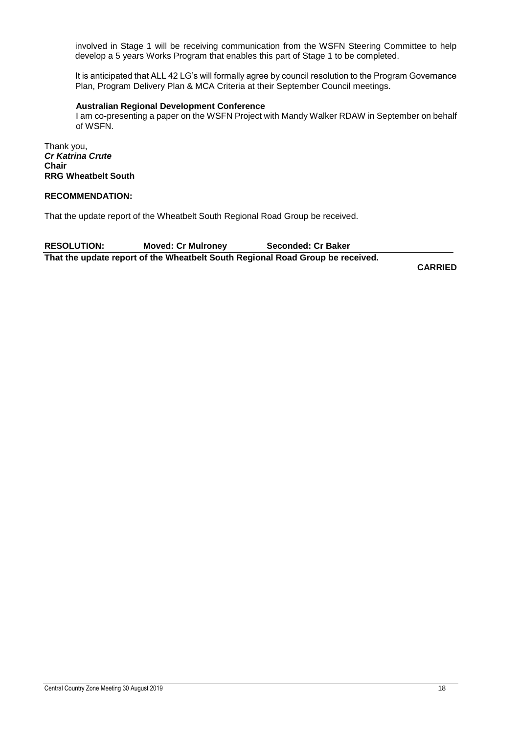involved in Stage 1 will be receiving communication from the WSFN Steering Committee to help develop a 5 years Works Program that enables this part of Stage 1 to be completed.

It is anticipated that ALL 42 LG's will formally agree by council resolution to the Program Governance Plan, Program Delivery Plan & MCA Criteria at their September Council meetings.

**Australian Regional Development Conference**
I am co-presenting a paper on the WSFN Project with Mandy Walker RDAW in September on behalf of WSFN.

Thank you,
***Cr Katrina Crute***
**Chair**
**RRG Wheatbelt South**

**RECOMMENDATION:**

That the update report of the Wheatbelt South Regional Road Group be received.

**RESOLUTION: Moved: Cr Mulroney Seconded: Cr Baker**
**That the update report of the Wheatbelt South Regional Road Group be received.**

**CARRIED**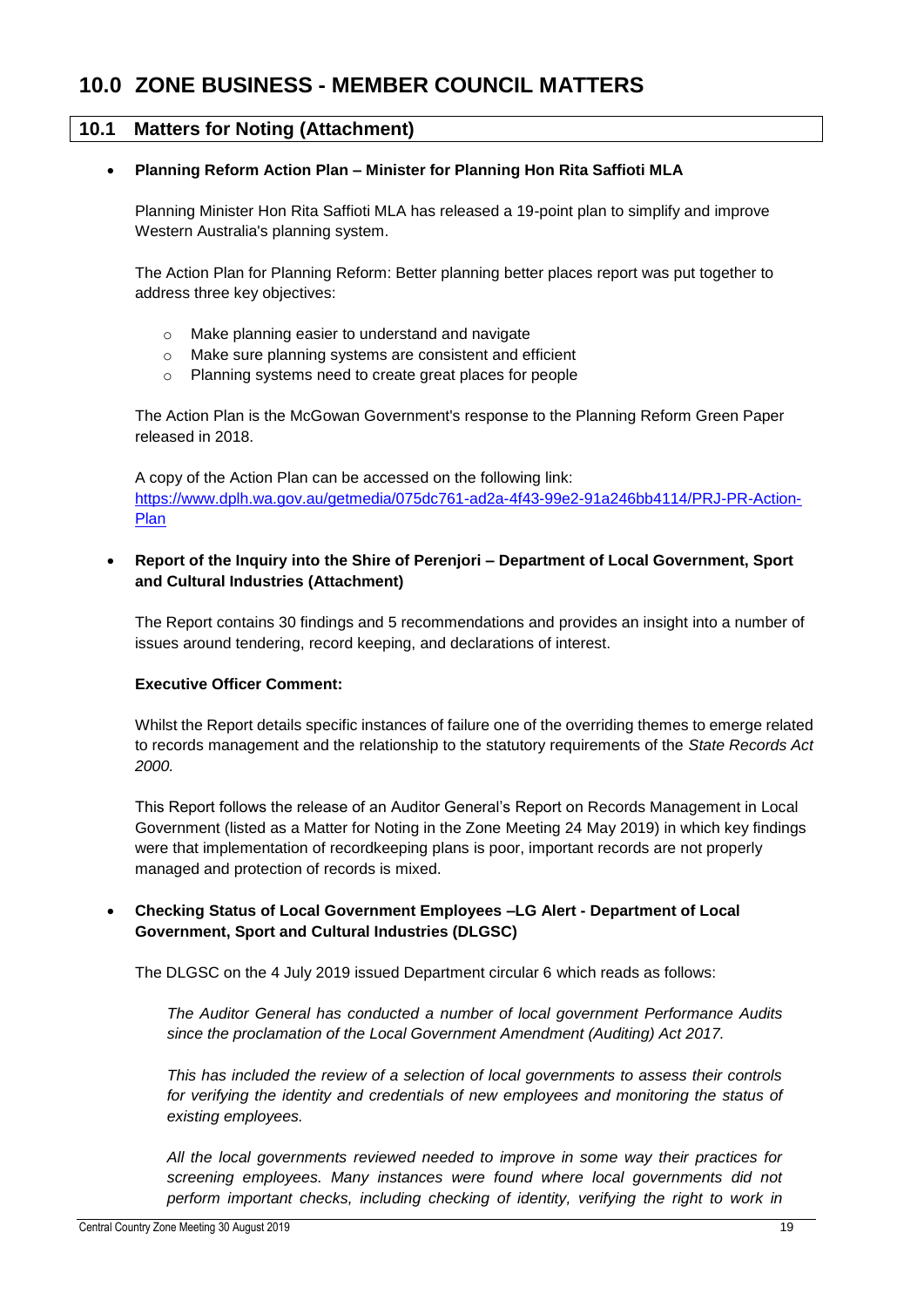# 10.0 ZONE BUSINESS - MEMBER COUNCIL MATTERS

## 10.1 Matters for Noting (Attachment)

- **Planning Reform Action Plan – Minister for Planning Hon Rita Saffioti MLA**

  Planning Minister Hon Rita Saffioti MLA has released a 19-point plan to simplify and improve Western Australia's planning system.

  The Action Plan for Planning Reform: Better planning better places report was put together to address three key objectives:

  - Make planning easier to understand and navigate
  - Make sure planning systems are consistent and efficient
  - Planning systems need to create great places for people

  The Action Plan is the McGowan Government's response to the Planning Reform Green Paper released in 2018.

  A copy of the Action Plan can be accessed on the following link:
  [https://www.dplh.wa.gov.au/getmedia/075dc761-ad2a-4f43-99e2-91a246bb4114/PRJ-PR-Action-Plan](https://www.dplh.wa.gov.au/getmedia/075dc761-ad2a-4f43-99e2-91a246bb4114/PRJ-PR-Action-Plan)

- **Report of the Inquiry into the Shire of Perenjori – Department of Local Government, Sport and Cultural Industries (Attachment)**

  The Report contains 30 findings and 5 recommendations and provides an insight into a number of issues around tendering, record keeping, and declarations of interest.

  **Executive Officer Comment:**

  Whilst the Report details specific instances of failure one of the overriding themes to emerge related to records management and the relationship to the statutory requirements of the *State Records Act 2000.*

  This Report follows the release of an Auditor General's Report on Records Management in Local Government (listed as a Matter for Noting in the Zone Meeting 24 May 2019) in which key findings were that implementation of recordkeeping plans is poor, important records are not properly managed and protection of records is mixed.

- **Checking Status of Local Government Employees –LG Alert - Department of Local Government, Sport and Cultural Industries (DLGSC)**

  The DLGSC on the 4 July 2019 issued Department circular 6 which reads as follows:

  *The Auditor General has conducted a number of local government Performance Audits since the proclamation of the Local Government Amendment (Auditing) Act 2017.*

  *This has included the review of a selection of local governments to assess their controls for verifying the identity and credentials of new employees and monitoring the status of existing employees.*

  *All the local governments reviewed needed to improve in some way their practices for screening employees. Many instances were found where local governments did not perform important checks, including checking of identity, verifying the right to work in*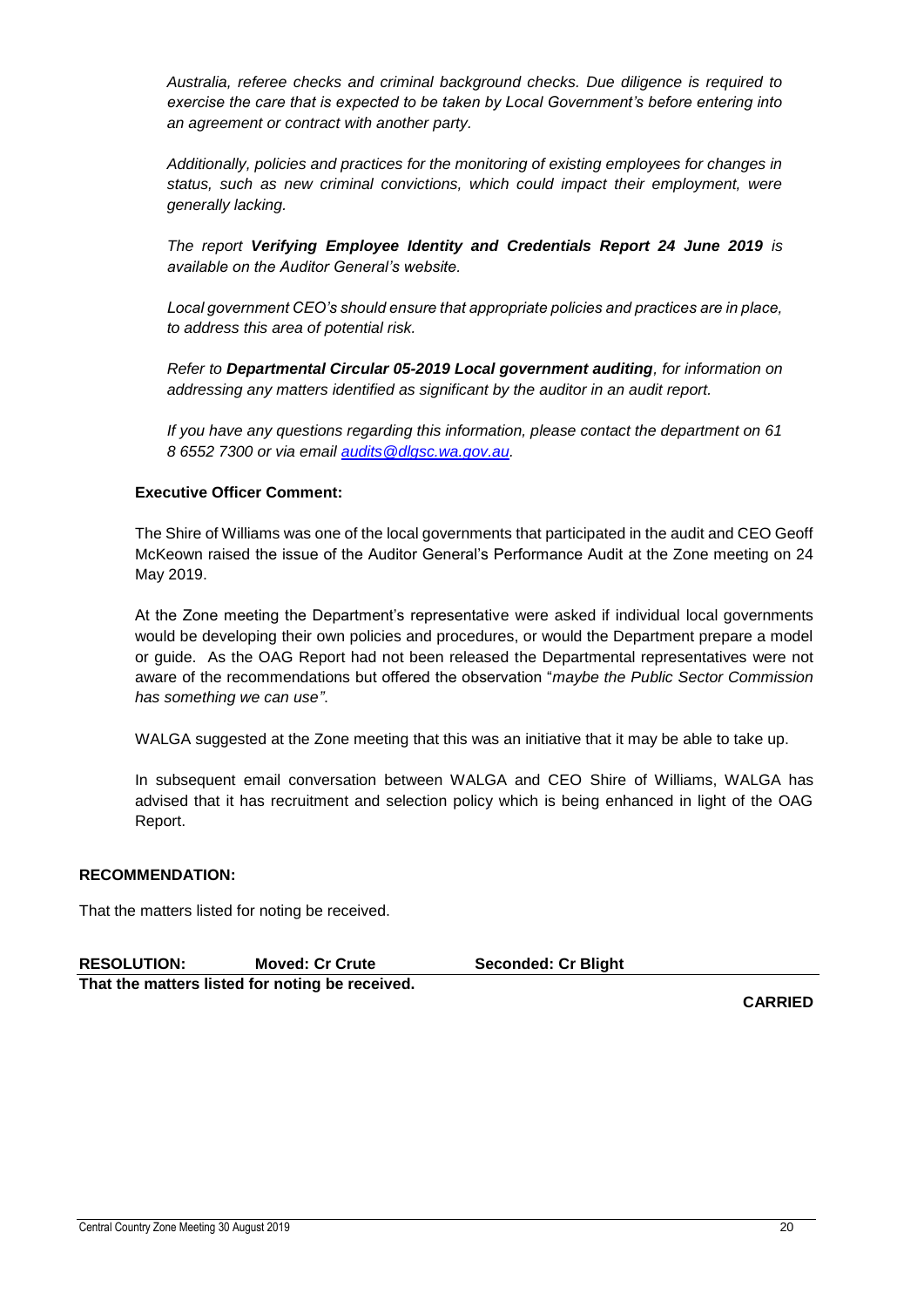*Australia, referee checks and criminal background checks. Due diligence is required to exercise the care that is expected to be taken by Local Government's before entering into an agreement or contract with another party.*

*Additionally, policies and practices for the monitoring of existing employees for changes in status, such as new criminal convictions, which could impact their employment, were generally lacking.*

*The report **Verifying Employee Identity and Credentials Report 24 June 2019** is available on the Auditor General's website.*

*Local government CEO's should ensure that appropriate policies and practices are in place, to address this area of potential risk.*

*Refer to **Departmental Circular 05-2019 Local government auditing**, for information on addressing any matters identified as significant by the auditor in an audit report.*

*If you have any questions regarding this information, please contact the department on 61 8 6552 7300 or via email audits@dlgsc.wa.gov.au.*

**Executive Officer Comment:**

The Shire of Williams was one of the local governments that participated in the audit and CEO Geoff McKeown raised the issue of the Auditor General's Performance Audit at the Zone meeting on 24 May 2019.

At the Zone meeting the Department's representative were asked if individual local governments would be developing their own policies and procedures, or would the Department prepare a model or guide. As the OAG Report had not been released the Departmental representatives were not aware of the recommendations but offered the observation "*maybe the Public Sector Commission has something we can use"*.

WALGA suggested at the Zone meeting that this was an initiative that it may be able to take up.

In subsequent email conversation between WALGA and CEO Shire of Williams, WALGA has advised that it has recruitment and selection policy which is being enhanced in light of the OAG Report.

**RECOMMENDATION:**

That the matters listed for noting be received.

**RESOLUTION: Moved: Cr Crute Seconded: Cr Blight**

**That the matters listed for noting be received.**

**CARRIED**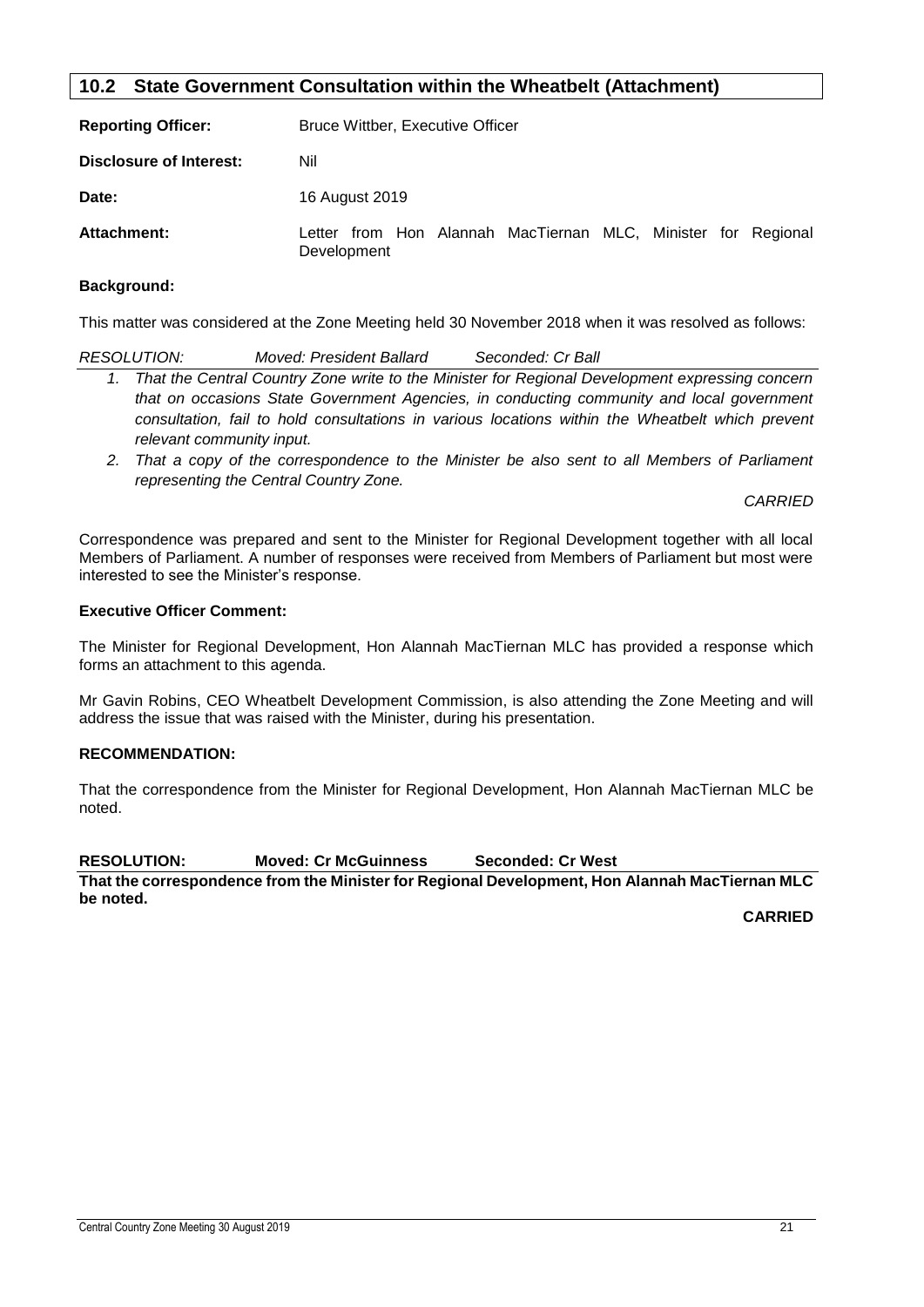## 10.2 State Government Consultation within the Wheatbelt (Attachment)

**Reporting Officer:** Bruce Wittber, Executive Officer

**Disclosure of Interest:** Nil

**Date:** 16 August 2019

**Attachment:** Letter from Hon Alannah MacTiernan MLC, Minister for Regional Development

**Background:**

This matter was considered at the Zone Meeting held 30 November 2018 when it was resolved as follows:

*RESOLUTION: Moved: President Ballard Seconded: Cr Ball*

1. *That the Central Country Zone write to the Minister for Regional Development expressing concern that on occasions State Government Agencies, in conducting community and local government consultation, fail to hold consultations in various locations within the Wheatbelt which prevent relevant community input.*
2. *That a copy of the correspondence to the Minister be also sent to all Members of Parliament representing the Central Country Zone.*

*CARRIED*

Correspondence was prepared and sent to the Minister for Regional Development together with all local Members of Parliament. A number of responses were received from Members of Parliament but most were interested to see the Minister's response.

**Executive Officer Comment:**

The Minister for Regional Development, Hon Alannah MacTiernan MLC has provided a response which forms an attachment to this agenda.

Mr Gavin Robins, CEO Wheatbelt Development Commission, is also attending the Zone Meeting and will address the issue that was raised with the Minister, during his presentation.

**RECOMMENDATION:**

That the correspondence from the Minister for Regional Development, Hon Alannah MacTiernan MLC be noted.

**RESOLUTION: Moved: Cr McGuinness Seconded: Cr West**

**That the correspondence from the Minister for Regional Development, Hon Alannah MacTiernan MLC be noted.**

**CARRIED**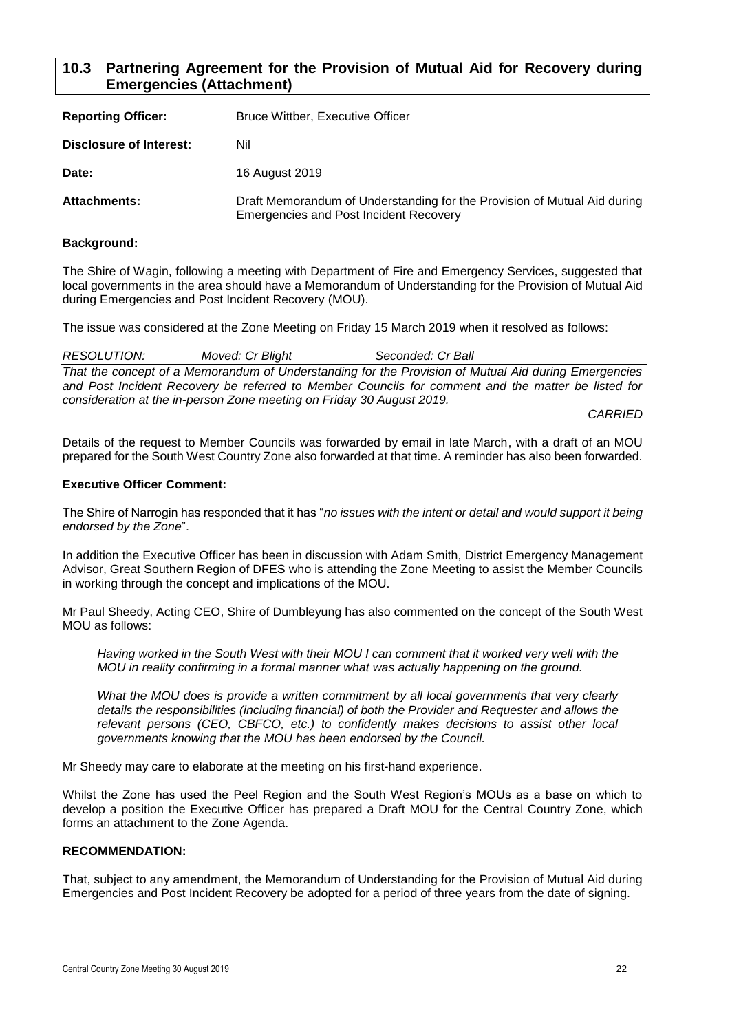## 10.3 Partnering Agreement for the Provision of Mutual Aid for Recovery during Emergencies (Attachment)

**Reporting Officer:** Bruce Wittber, Executive Officer

**Disclosure of Interest:** Nil

**Date:** 16 August 2019

**Attachments:** Draft Memorandum of Understanding for the Provision of Mutual Aid during Emergencies and Post Incident Recovery

**Background:**

The Shire of Wagin, following a meeting with Department of Fire and Emergency Services, suggested that local governments in the area should have a Memorandum of Understanding for the Provision of Mutual Aid during Emergencies and Post Incident Recovery (MOU).

The issue was considered at the Zone Meeting on Friday 15 March 2019 when it resolved as follows:

*RESOLUTION: Moved: Cr Blight Seconded: Cr Ball*

*That the concept of a Memorandum of Understanding for the Provision of Mutual Aid during Emergencies and Post Incident Recovery be referred to Member Councils for comment and the matter be listed for consideration at the in-person Zone meeting on Friday 30 August 2019.*

*CARRIED*

Details of the request to Member Councils was forwarded by email in late March, with a draft of an MOU prepared for the South West Country Zone also forwarded at that time. A reminder has also been forwarded.

**Executive Officer Comment:**

The Shire of Narrogin has responded that it has "*no issues with the intent or detail and would support it being endorsed by the Zone*".

In addition the Executive Officer has been in discussion with Adam Smith, District Emergency Management Advisor, Great Southern Region of DFES who is attending the Zone Meeting to assist the Member Councils in working through the concept and implications of the MOU.

Mr Paul Sheedy, Acting CEO, Shire of Dumbleyung has also commented on the concept of the South West MOU as follows:

> *Having worked in the South West with their MOU I can comment that it worked very well with the MOU in reality confirming in a formal manner what was actually happening on the ground.*
>
> *What the MOU does is provide a written commitment by all local governments that very clearly details the responsibilities (including financial) of both the Provider and Requester and allows the relevant persons (CEO, CBFCO, etc.) to confidently makes decisions to assist other local governments knowing that the MOU has been endorsed by the Council.*

Mr Sheedy may care to elaborate at the meeting on his first-hand experience.

Whilst the Zone has used the Peel Region and the South West Region's MOUs as a base on which to develop a position the Executive Officer has prepared a Draft MOU for the Central Country Zone, which forms an attachment to the Zone Agenda.

**RECOMMENDATION:**

That, subject to any amendment, the Memorandum of Understanding for the Provision of Mutual Aid during Emergencies and Post Incident Recovery be adopted for a period of three years from the date of signing.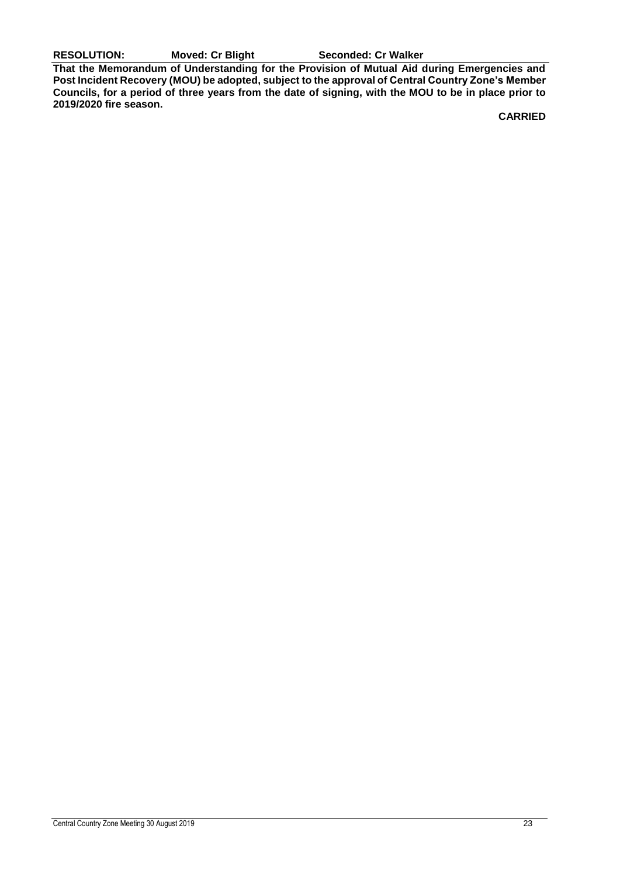**RESOLUTION: Moved: Cr Blight Seconded: Cr Walker**

**That the Memorandum of Understanding for the Provision of Mutual Aid during Emergencies and Post Incident Recovery (MOU) be adopted, subject to the approval of Central Country Zone's Member Councils, for a period of three years from the date of signing, with the MOU to be in place prior to 2019/2020 fire season.**

**CARRIED**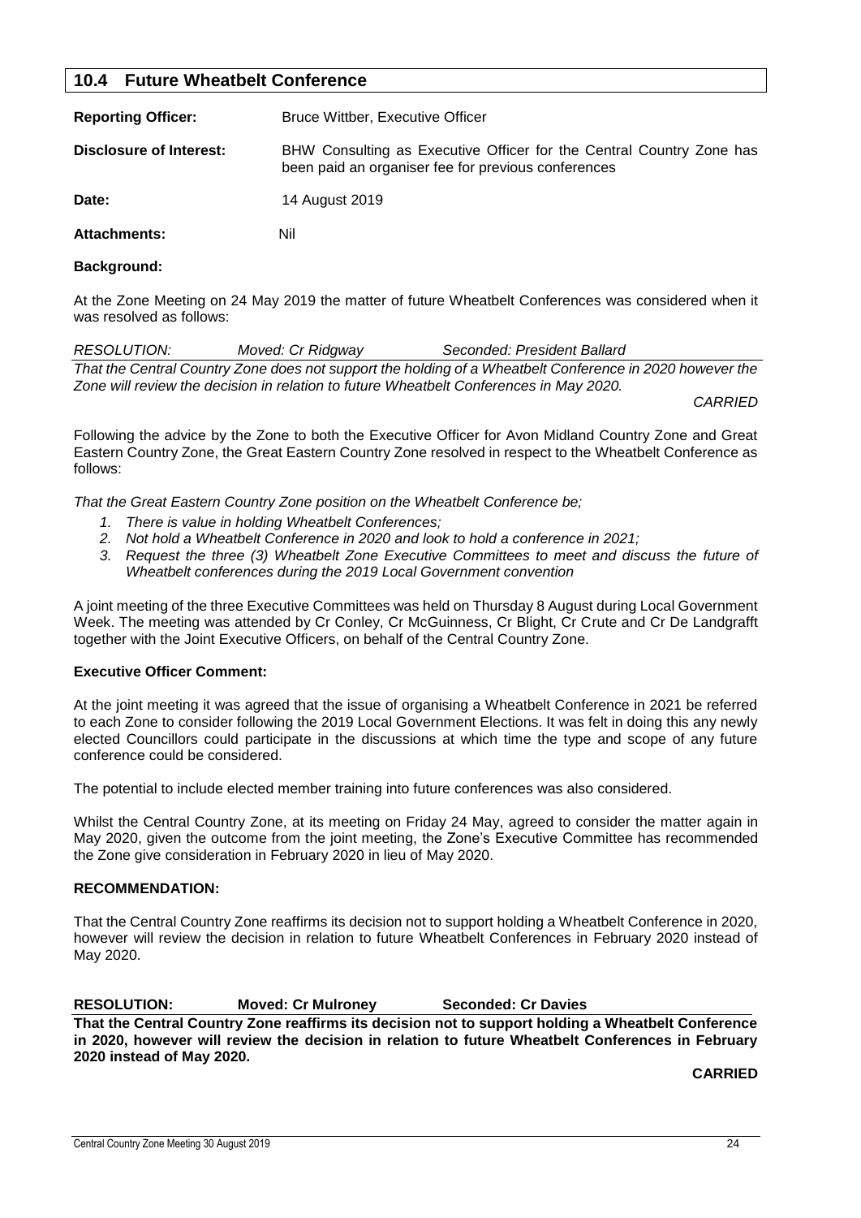## 10.4 Future Wheatbelt Conference

**Reporting Officer:** Bruce Wittber, Executive Officer

**Disclosure of Interest:** BHW Consulting as Executive Officer for the Central Country Zone has been paid an organiser fee for previous conferences

**Date:** 14 August 2019

**Attachments:** Nil

**Background:**

At the Zone Meeting on 24 May 2019 the matter of future Wheatbelt Conferences was considered when it was resolved as follows:

*RESOLUTION: Moved: Cr Ridgway Seconded: President Ballard*

*That the Central Country Zone does not support the holding of a Wheatbelt Conference in 2020 however the Zone will review the decision in relation to future Wheatbelt Conferences in May 2020.*

*CARRIED*

Following the advice by the Zone to both the Executive Officer for Avon Midland Country Zone and Great Eastern Country Zone, the Great Eastern Country Zone resolved in respect to the Wheatbelt Conference as follows:

*That the Great Eastern Country Zone position on the Wheatbelt Conference be;*

1. *There is value in holding Wheatbelt Conferences;*
2. *Not hold a Wheatbelt Conference in 2020 and look to hold a conference in 2021;*
3. *Request the three (3) Wheatbelt Zone Executive Committees to meet and discuss the future of Wheatbelt conferences during the 2019 Local Government convention*

A joint meeting of the three Executive Committees was held on Thursday 8 August during Local Government Week. The meeting was attended by Cr Conley, Cr McGuinness, Cr Blight, Cr Crute and Cr De Landgrafft together with the Joint Executive Officers, on behalf of the Central Country Zone.

**Executive Officer Comment:**

At the joint meeting it was agreed that the issue of organising a Wheatbelt Conference in 2021 be referred to each Zone to consider following the 2019 Local Government Elections. It was felt in doing this any newly elected Councillors could participate in the discussions at which time the type and scope of any future conference could be considered.

The potential to include elected member training into future conferences was also considered.

Whilst the Central Country Zone, at its meeting on Friday 24 May, agreed to consider the matter again in May 2020, given the outcome from the joint meeting, the Zone's Executive Committee has recommended the Zone give consideration in February 2020 in lieu of May 2020.

**RECOMMENDATION:**

That the Central Country Zone reaffirms its decision not to support holding a Wheatbelt Conference in 2020, however will review the decision in relation to future Wheatbelt Conferences in February 2020 instead of May 2020.

**RESOLUTION: Moved: Cr Mulroney Seconded: Cr Davies**

**That the Central Country Zone reaffirms its decision not to support holding a Wheatbelt Conference in 2020, however will review the decision in relation to future Wheatbelt Conferences in February 2020 instead of May 2020.**

**CARRIED**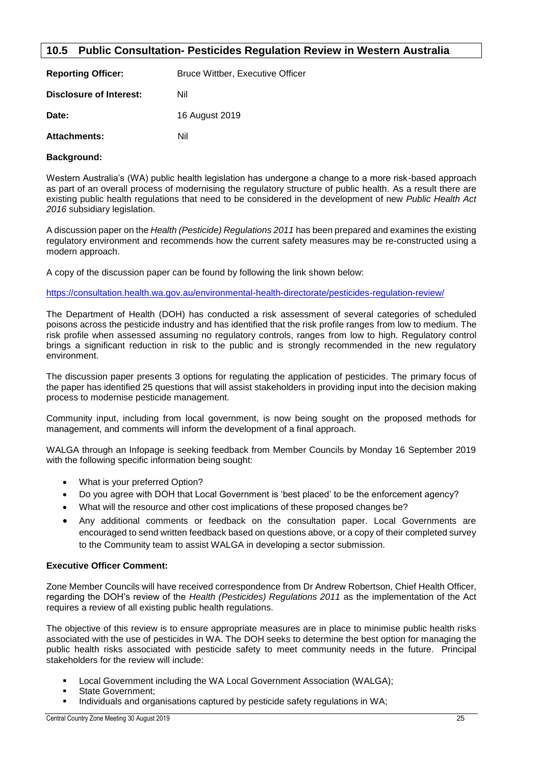## 10.5 Public Consultation- Pesticides Regulation Review in Western Australia

**Reporting Officer:** Bruce Wittber, Executive Officer

**Disclosure of Interest:** Nil

**Date:** 16 August 2019

**Attachments:** Nil

**Background:**

Western Australia's (WA) public health legislation has undergone a change to a more risk-based approach as part of an overall process of modernising the regulatory structure of public health. As a result there are existing public health regulations that need to be considered in the development of new *Public Health Act 2016* subsidiary legislation.

A discussion paper on the *Health (Pesticide) Regulations 2011* has been prepared and examines the existing regulatory environment and recommends how the current safety measures may be re-constructed using a modern approach.

A copy of the discussion paper can be found by following the link shown below:

https://consultation.health.wa.gov.au/environmental-health-directorate/pesticides-regulation-review/

The Department of Health (DOH) has conducted a risk assessment of several categories of scheduled poisons across the pesticide industry and has identified that the risk profile ranges from low to medium. The risk profile when assessed assuming no regulatory controls, ranges from low to high. Regulatory control brings a significant reduction in risk to the public and is strongly recommended in the new regulatory environment.

The discussion paper presents 3 options for regulating the application of pesticides. The primary focus of the paper has identified 25 questions that will assist stakeholders in providing input into the decision making process to modernise pesticide management.

Community input, including from local government, is now being sought on the proposed methods for management, and comments will inform the development of a final approach.

WALGA through an Infopage is seeking feedback from Member Councils by Monday 16 September 2019 with the following specific information being sought:

- What is your preferred Option?
- Do you agree with DOH that Local Government is 'best placed' to be the enforcement agency?
- What will the resource and other cost implications of these proposed changes be?
- Any additional comments or feedback on the consultation paper. Local Governments are encouraged to send written feedback based on questions above, or a copy of their completed survey to the Community team to assist WALGA in developing a sector submission.

**Executive Officer Comment:**

Zone Member Councils will have received correspondence from Dr Andrew Robertson, Chief Health Officer, regarding the DOH's review of the *Health (Pesticides) Regulations 2011* as the implementation of the Act requires a review of all existing public health regulations.

The objective of this review is to ensure appropriate measures are in place to minimise public health risks associated with the use of pesticides in WA. The DOH seeks to determine the best option for managing the public health risks associated with pesticide safety to meet community needs in the future. Principal stakeholders for the review will include:

- Local Government including the WA Local Government Association (WALGA);
- State Government;
- Individuals and organisations captured by pesticide safety regulations in WA;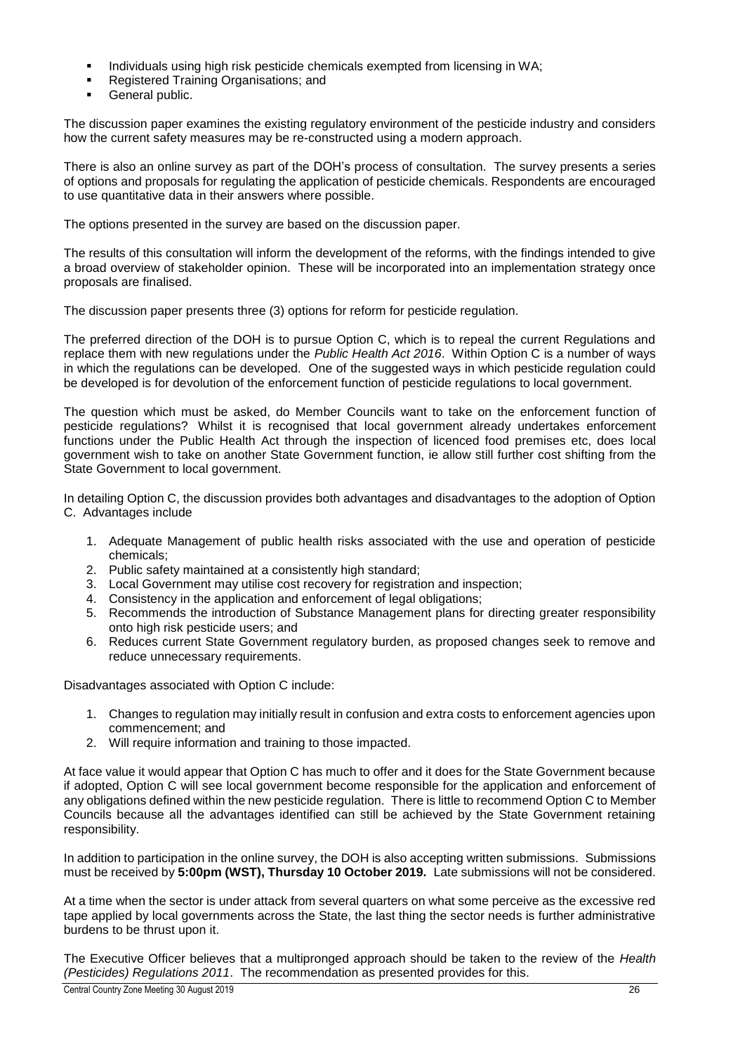- Individuals using high risk pesticide chemicals exempted from licensing in WA;
- Registered Training Organisations; and
- General public.

The discussion paper examines the existing regulatory environment of the pesticide industry and considers how the current safety measures may be re-constructed using a modern approach.

There is also an online survey as part of the DOH's process of consultation. The survey presents a series of options and proposals for regulating the application of pesticide chemicals. Respondents are encouraged to use quantitative data in their answers where possible.

The options presented in the survey are based on the discussion paper.

The results of this consultation will inform the development of the reforms, with the findings intended to give a broad overview of stakeholder opinion. These will be incorporated into an implementation strategy once proposals are finalised.

The discussion paper presents three (3) options for reform for pesticide regulation.

The preferred direction of the DOH is to pursue Option C, which is to repeal the current Regulations and replace them with new regulations under the *Public Health Act 2016*. Within Option C is a number of ways in which the regulations can be developed. One of the suggested ways in which pesticide regulation could be developed is for devolution of the enforcement function of pesticide regulations to local government.

The question which must be asked, do Member Councils want to take on the enforcement function of pesticide regulations? Whilst it is recognised that local government already undertakes enforcement functions under the Public Health Act through the inspection of licenced food premises etc, does local government wish to take on another State Government function, ie allow still further cost shifting from the State Government to local government.

In detailing Option C, the discussion provides both advantages and disadvantages to the adoption of Option C. Advantages include

1. Adequate Management of public health risks associated with the use and operation of pesticide chemicals;
2. Public safety maintained at a consistently high standard;
3. Local Government may utilise cost recovery for registration and inspection;
4. Consistency in the application and enforcement of legal obligations;
5. Recommends the introduction of Substance Management plans for directing greater responsibility onto high risk pesticide users; and
6. Reduces current State Government regulatory burden, as proposed changes seek to remove and reduce unnecessary requirements.

Disadvantages associated with Option C include:

1. Changes to regulation may initially result in confusion and extra costs to enforcement agencies upon commencement; and
2. Will require information and training to those impacted.

At face value it would appear that Option C has much to offer and it does for the State Government because if adopted, Option C will see local government become responsible for the application and enforcement of any obligations defined within the new pesticide regulation. There is little to recommend Option C to Member Councils because all the advantages identified can still be achieved by the State Government retaining responsibility.

In addition to participation in the online survey, the DOH is also accepting written submissions. Submissions must be received by **5:00pm (WST), Thursday 10 October 2019.** Late submissions will not be considered.

At a time when the sector is under attack from several quarters on what some perceive as the excessive red tape applied by local governments across the State, the last thing the sector needs is further administrative burdens to be thrust upon it.

The Executive Officer believes that a multipronged approach should be taken to the review of the *Health (Pesticides) Regulations 2011*. The recommendation as presented provides for this.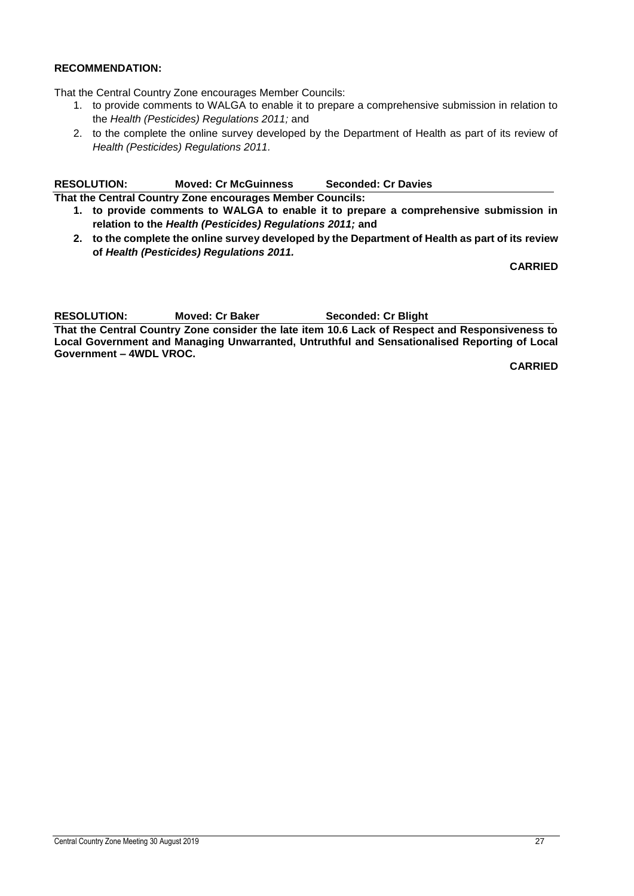**RECOMMENDATION:**

That the Central Country Zone encourages Member Councils:

1. to provide comments to WALGA to enable it to prepare a comprehensive submission in relation to the *Health (Pesticides) Regulations 2011;* and
2. to the complete the online survey developed by the Department of Health as part of its review of *Health (Pesticides) Regulations 2011.*

**RESOLUTION: Moved: Cr McGuinness Seconded: Cr Davies**

**That the Central Country Zone encourages Member Councils:**

1. **to provide comments to WALGA to enable it to prepare a comprehensive submission in relation to the *Health (Pesticides) Regulations 2011;* and**
2. **to the complete the online survey developed by the Department of Health as part of its review of *Health (Pesticides) Regulations 2011.***

**CARRIED**

**RESOLUTION: Moved: Cr Baker Seconded: Cr Blight**

**That the Central Country Zone consider the late item 10.6 Lack of Respect and Responsiveness to Local Government and Managing Unwarranted, Untruthful and Sensationalised Reporting of Local Government – 4WDL VROC.**

**CARRIED**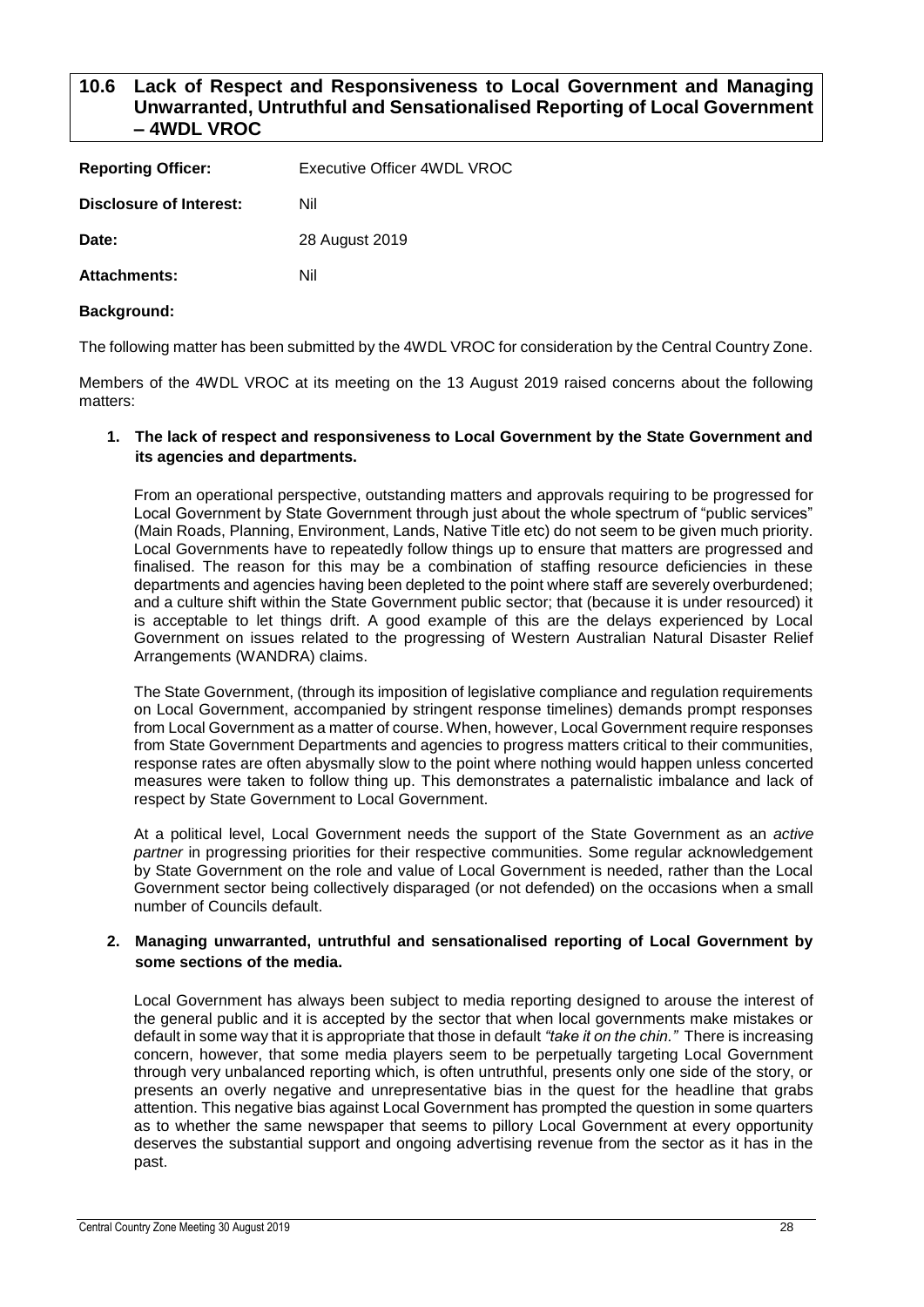## 10.6 Lack of Respect and Responsiveness to Local Government and Managing Unwarranted, Untruthful and Sensationalised Reporting of Local Government – 4WDL VROC

| | |
|---|---|
| **Reporting Officer:** | Executive Officer 4WDL VROC |
| **Disclosure of Interest:** | Nil |
| **Date:** | 28 August 2019 |
| **Attachments:** | Nil |

**Background:**

The following matter has been submitted by the 4WDL VROC for consideration by the Central Country Zone.

Members of the 4WDL VROC at its meeting on the 13 August 2019 raised concerns about the following matters:

1. **The lack of respect and responsiveness to Local Government by the State Government and its agencies and departments.**

   From an operational perspective, outstanding matters and approvals requiring to be progressed for Local Government by State Government through just about the whole spectrum of "public services" (Main Roads, Planning, Environment, Lands, Native Title etc) do not seem to be given much priority. Local Governments have to repeatedly follow things up to ensure that matters are progressed and finalised. The reason for this may be a combination of staffing resource deficiencies in these departments and agencies having been depleted to the point where staff are severely overburdened; and a culture shift within the State Government public sector; that (because it is under resourced) it is acceptable to let things drift. A good example of this are the delays experienced by Local Government on issues related to the progressing of Western Australian Natural Disaster Relief Arrangements (WANDRA) claims.

   The State Government, (through its imposition of legislative compliance and regulation requirements on Local Government, accompanied by stringent response timelines) demands prompt responses from Local Government as a matter of course. When, however, Local Government require responses from State Government Departments and agencies to progress matters critical to their communities, response rates are often abysmally slow to the point where nothing would happen unless concerted measures were taken to follow thing up. This demonstrates a paternalistic imbalance and lack of respect by State Government to Local Government.

   At a political level, Local Government needs the support of the State Government as an *active partner* in progressing priorities for their respective communities. Some regular acknowledgement by State Government on the role and value of Local Government is needed, rather than the Local Government sector being collectively disparaged (or not defended) on the occasions when a small number of Councils default.

2. **Managing unwarranted, untruthful and sensationalised reporting of Local Government by some sections of the media.**

   Local Government has always been subject to media reporting designed to arouse the interest of the general public and it is accepted by the sector that when local governments make mistakes or default in some way that it is appropriate that those in default *"take it on the chin."* There is increasing concern, however, that some media players seem to be perpetually targeting Local Government through very unbalanced reporting which, is often untruthful, presents only one side of the story, or presents an overly negative and unrepresentative bias in the quest for the headline that grabs attention. This negative bias against Local Government has prompted the question in some quarters as to whether the same newspaper that seems to pillory Local Government at every opportunity deserves the substantial support and ongoing advertising revenue from the sector as it has in the past.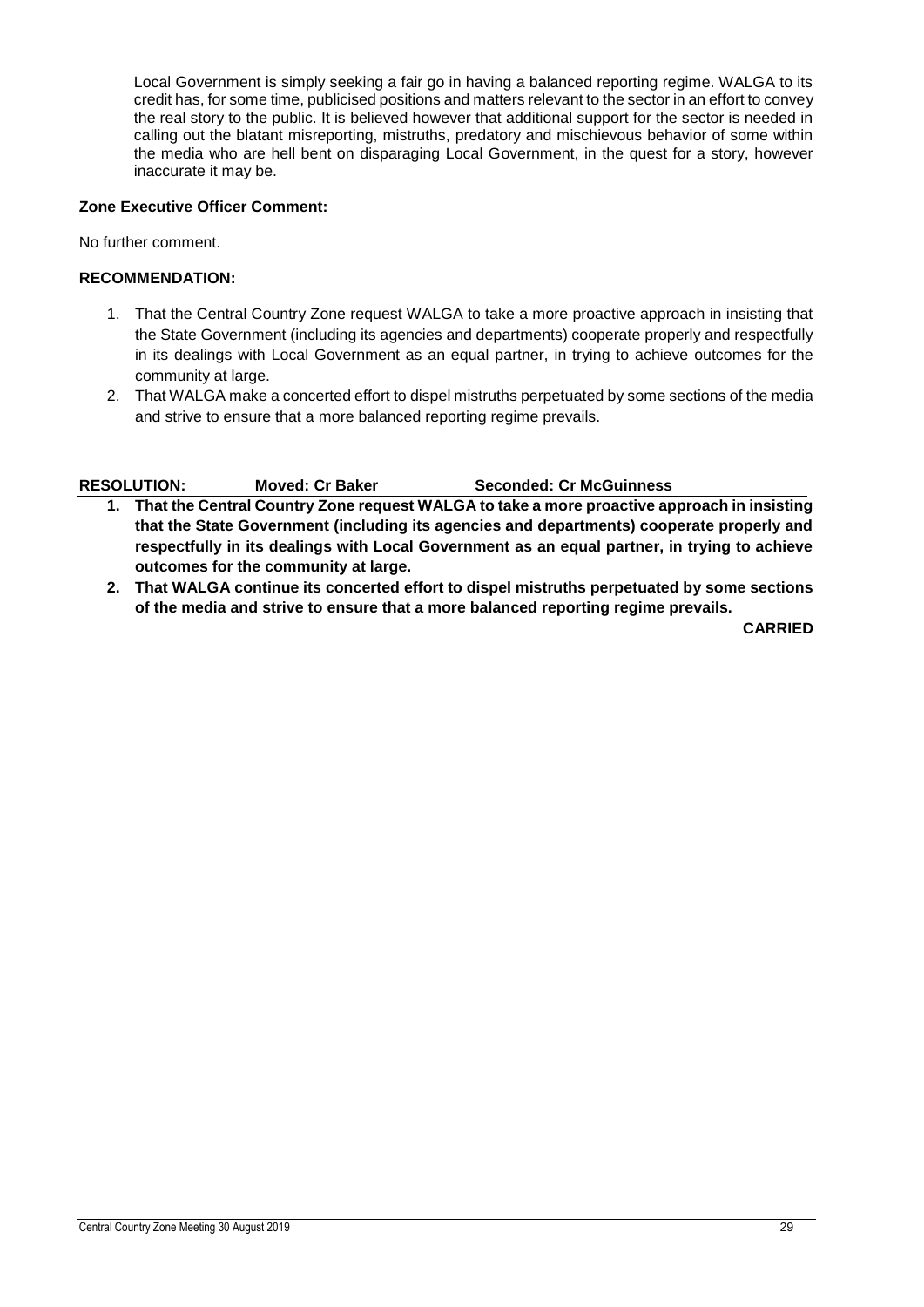Local Government is simply seeking a fair go in having a balanced reporting regime. WALGA to its credit has, for some time, publicised positions and matters relevant to the sector in an effort to convey the real story to the public. It is believed however that additional support for the sector is needed in calling out the blatant misreporting, mistruths, predatory and mischievous behavior of some within the media who are hell bent on disparaging Local Government, in the quest for a story, however inaccurate it may be.

**Zone Executive Officer Comment:**

No further comment.

**RECOMMENDATION:**

1. That the Central Country Zone request WALGA to take a more proactive approach in insisting that the State Government (including its agencies and departments) cooperate properly and respectfully in its dealings with Local Government as an equal partner, in trying to achieve outcomes for the community at large.
2. That WALGA make a concerted effort to dispel mistruths perpetuated by some sections of the media and strive to ensure that a more balanced reporting regime prevails.

**RESOLUTION: Moved: Cr Baker Seconded: Cr McGuinness**

1. **That the Central Country Zone request WALGA to take a more proactive approach in insisting that the State Government (including its agencies and departments) cooperate properly and respectfully in its dealings with Local Government as an equal partner, in trying to achieve outcomes for the community at large.**
2. **That WALGA continue its concerted effort to dispel mistruths perpetuated by some sections of the media and strive to ensure that a more balanced reporting regime prevails.**

**CARRIED**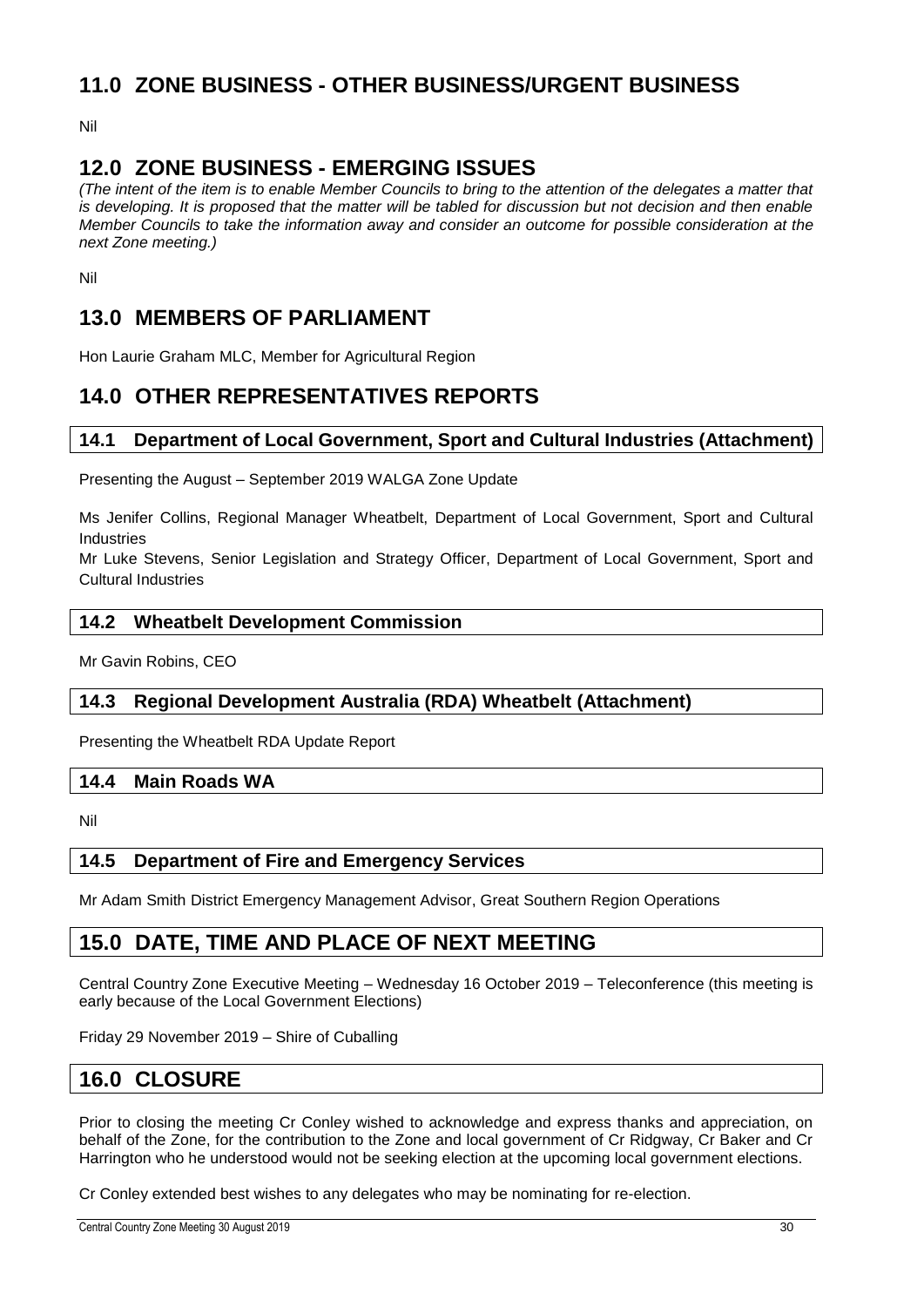## 11.0 ZONE BUSINESS - OTHER BUSINESS/URGENT BUSINESS

Nil

## 12.0 ZONE BUSINESS - EMERGING ISSUES

*(The intent of the item is to enable Member Councils to bring to the attention of the delegates a matter that is developing. It is proposed that the matter will be tabled for discussion but not decision and then enable Member Councils to take the information away and consider an outcome for possible consideration at the next Zone meeting.)*

Nil

## 13.0 MEMBERS OF PARLIAMENT

Hon Laurie Graham MLC, Member for Agricultural Region

## 14.0 OTHER REPRESENTATIVES REPORTS

### 14.1 Department of Local Government, Sport and Cultural Industries (Attachment)

Presenting the August – September 2019 WALGA Zone Update

Ms Jenifer Collins, Regional Manager Wheatbelt, Department of Local Government, Sport and Cultural Industries
Mr Luke Stevens, Senior Legislation and Strategy Officer, Department of Local Government, Sport and Cultural Industries

### 14.2 Wheatbelt Development Commission

Mr Gavin Robins, CEO

### 14.3 Regional Development Australia (RDA) Wheatbelt (Attachment)

Presenting the Wheatbelt RDA Update Report

### 14.4 Main Roads WA

Nil

### 14.5 Department of Fire and Emergency Services

Mr Adam Smith District Emergency Management Advisor, Great Southern Region Operations

## 15.0 DATE, TIME AND PLACE OF NEXT MEETING

Central Country Zone Executive Meeting – Wednesday 16 October 2019 – Teleconference (this meeting is early because of the Local Government Elections)

Friday 29 November 2019 – Shire of Cuballing

## 16.0 CLOSURE

Prior to closing the meeting Cr Conley wished to acknowledge and express thanks and appreciation, on behalf of the Zone, for the contribution to the Zone and local government of Cr Ridgway, Cr Baker and Cr Harrington who he understood would not be seeking election at the upcoming local government elections.

Cr Conley extended best wishes to any delegates who may be nominating for re-election.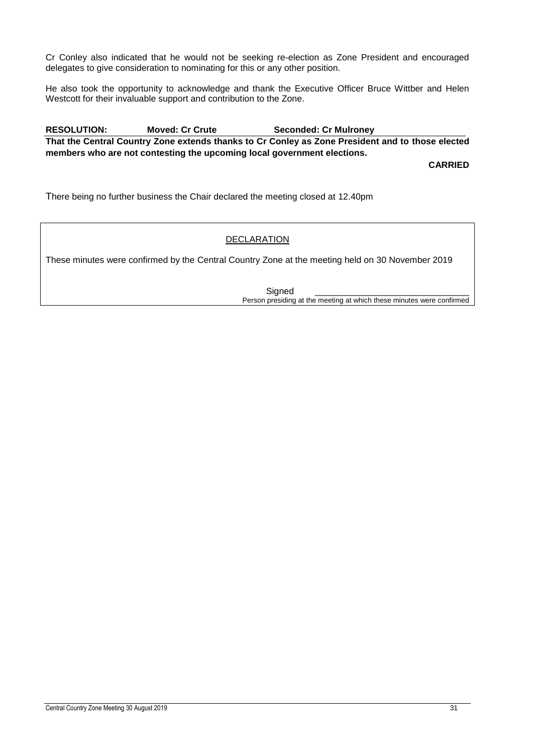Cr Conley also indicated that he would not be seeking re-election as Zone President and encouraged delegates to give consideration to nominating for this or any other position.

He also took the opportunity to acknowledge and thank the Executive Officer Bruce Wittber and Helen Westcott for their invaluable support and contribution to the Zone.

**RESOLUTION: Moved: Cr Crute Seconded: Cr Mulroney**

**That the Central Country Zone extends thanks to Cr Conley as Zone President and to those elected members who are not contesting the upcoming local government elections.**

**CARRIED**

There being no further business the Chair declared the meeting closed at 12.40pm

DECLARATION

These minutes were confirmed by the Central Country Zone at the meeting held on 30 November 2019

Signed _______________________________

Person presiding at the meeting at which these minutes were confirmed